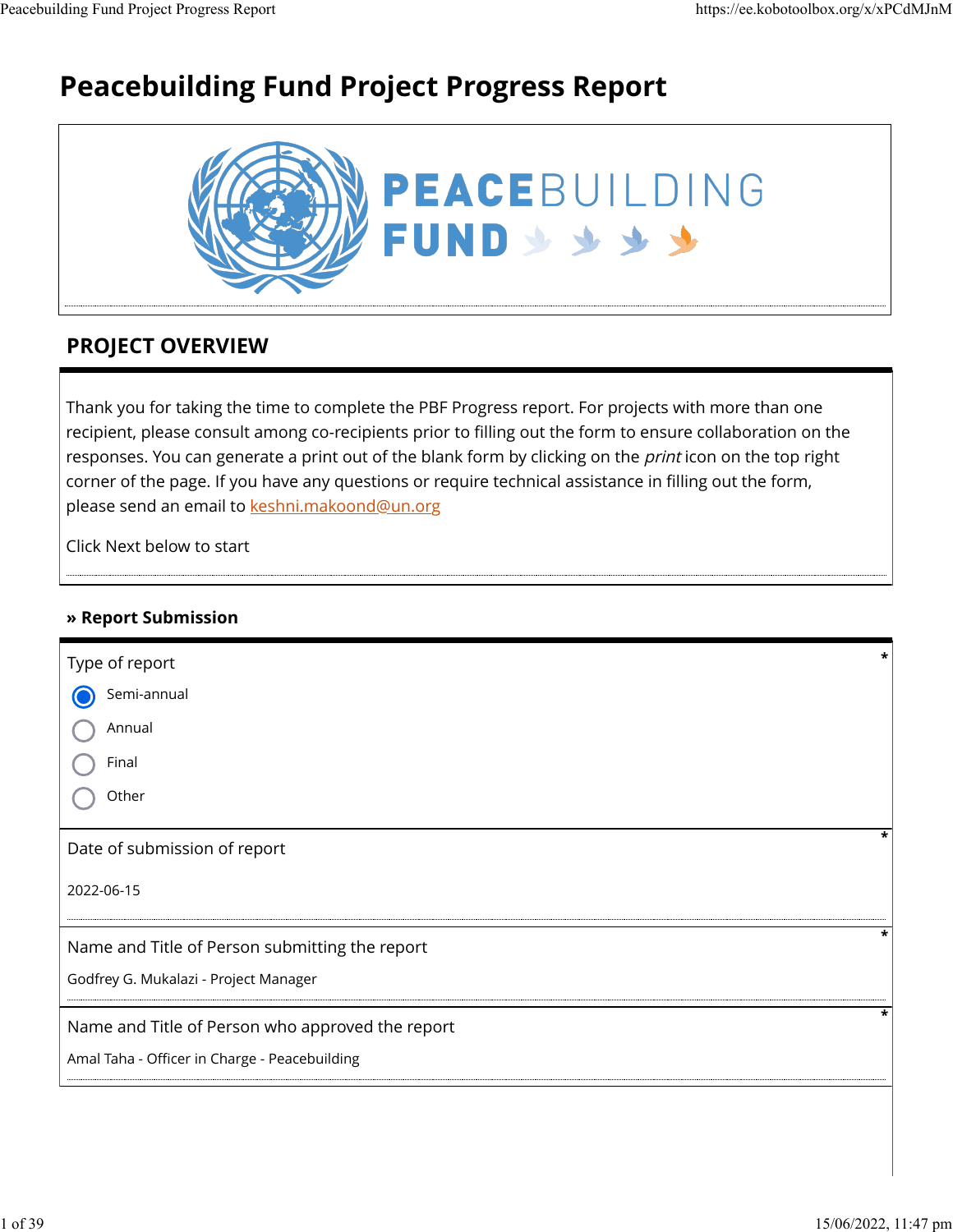# Peacebuilding Fund Project Progress Report

## PROJECT OVERVIEW

Thank you for taking the time to complete the PBF Progress report. For projects with more than one recipient, please consult among co-recipients prior to filling out the form to ensure collaboration on the responses. You can generate a print out of the blank form by clicking on the *print* icon on the top right corner of the page. If you have any questions or require technical assistance in filling out the form, please send an email to keshni.makoond@un.org

Click Next below to start

### » Report Submission

Type of report *

- (x) Semi-annual
- ( ) Annual
- ( ) Final
- ( ) Other

Date of submission of report *

2022-06-15

Name and Title of Person submitting the report *

Godfrey G. Mukalazi - Project Manager

Name and Title of Person who approved the report *

Amal Taha - Officer in Charge - Peacebuilding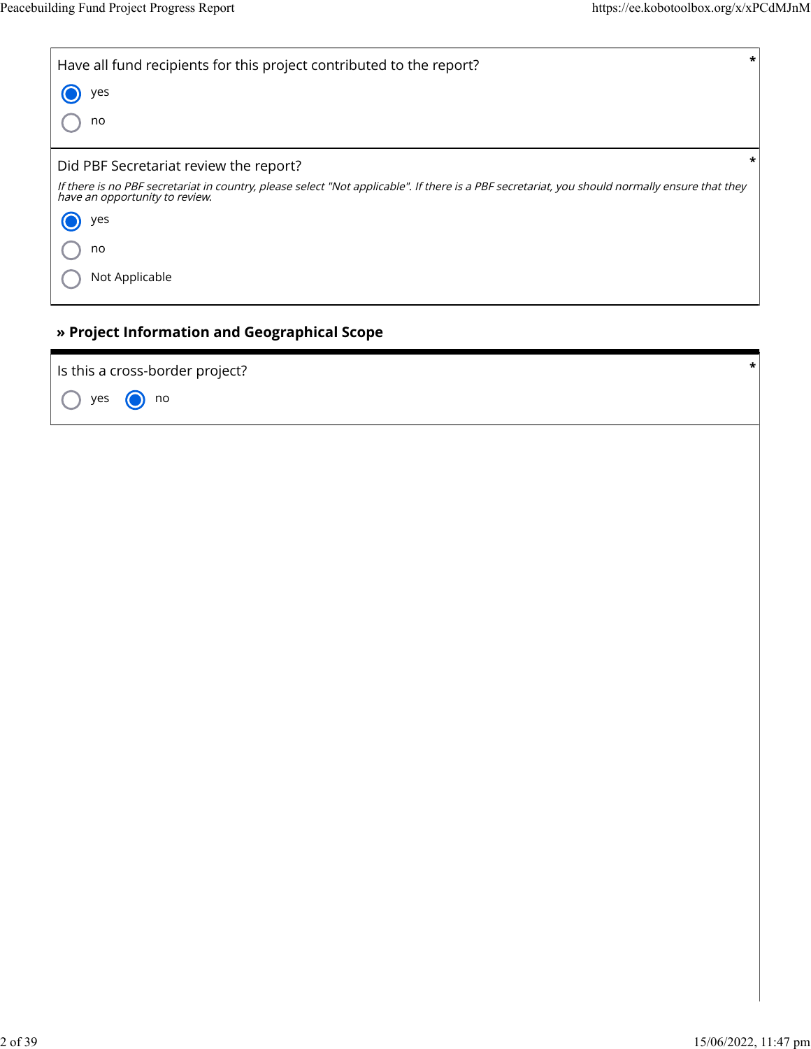Have all fund recipients for this project contributed to the report? *

- (●) yes
- ( ) no

Did PBF Secretariat review the report? *

*If there is no PBF secretariat in country, please select "Not applicable". If there is a PBF secretariat, you should normally ensure that they have an opportunity to review.*

- (●) yes
- ( ) no
- ( ) Not Applicable

## » Project Information and Geographical Scope

Is this a cross-border project? *

- ( ) yes
- (●) no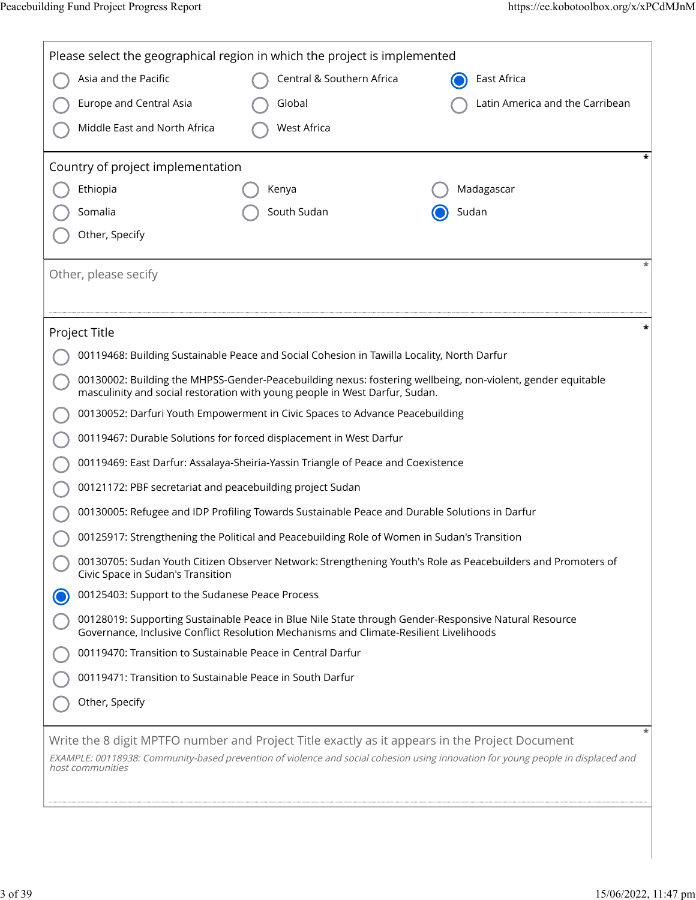**Please select the geographical region in which the project is implemented**

- ( ) Asia and the Pacific
- ( ) Central & Southern Africa
- (•) East Africa
- ( ) Europe and Central Asia
- ( ) Global
- ( ) Latin America and the Carribean
- ( ) Middle East and North Africa
- ( ) West Africa

**Country of project implementation** *

- ( ) Ethiopia
- ( ) Kenya
- ( ) Madagascar
- ( ) Somalia
- ( ) South Sudan
- (•) Sudan
- ( ) Other, Specify

**Other, please secify** *

**Project Title** *

- ( ) 00119468: Building Sustainable Peace and Social Cohesion in Tawilla Locality, North Darfur
- ( ) 00130002: Building the MHPSS-Gender-Peacebuilding nexus: fostering wellbeing, non-violent, gender equitable masculinity and social restoration with young people in West Darfur, Sudan.
- ( ) 00130052: Darfuri Youth Empowerment in Civic Spaces to Advance Peacebuilding
- ( ) 00119467: Durable Solutions for forced displacement in West Darfur
- ( ) 00119469: East Darfur: Assalaya-Sheiria-Yassin Triangle of Peace and Coexistence
- ( ) 00121172: PBF secretariat and peacebuilding project Sudan
- ( ) 00130005: Refugee and IDP Profiling Towards Sustainable Peace and Durable Solutions in Darfur
- ( ) 00125917: Strengthening the Political and Peacebuilding Role of Women in Sudan's Transition
- ( ) 00130705: Sudan Youth Citizen Observer Network: Strengthening Youth's Role as Peacebuilders and Promoters of Civic Space in Sudan's Transition
- (•) 00125403: Support to the Sudanese Peace Process
- ( ) 00128019: Supporting Sustainable Peace in Blue Nile State through Gender-Responsive Natural Resource Governance, Inclusive Conflict Resolution Mechanisms and Climate-Resilient Livelihoods
- ( ) 00119470: Transition to Sustainable Peace in Central Darfur
- ( ) 00119471: Transition to Sustainable Peace in South Darfur
- ( ) Other, Specify

**Write the 8 digit MPTFO number and Project Title exactly as it appears in the Project Document** *

*EXAMPLE: 00118938: Community-based prevention of violence and social cohesion using innovation for young people in displaced and host communities*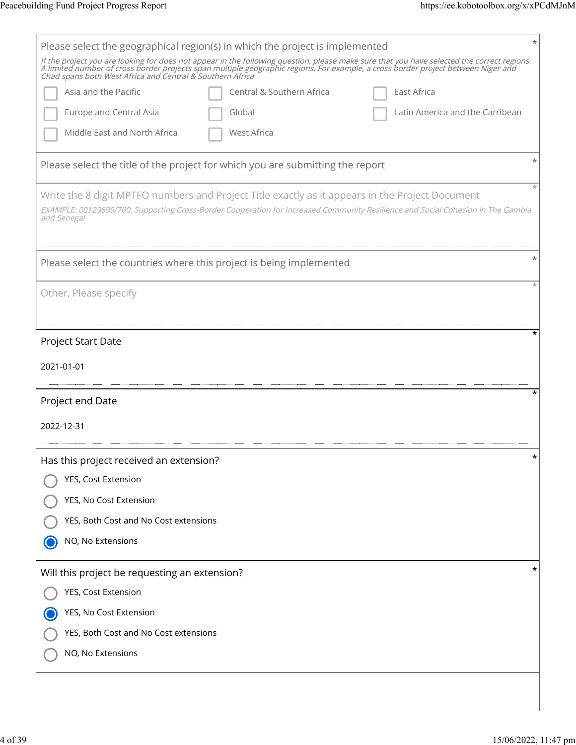Please select the geographical region(s) in which the project is implemented *

*If the project you are looking for does not appear in the following question, please make sure that you have selected the correct regions. A limited number of cross border projects span multiple geographic regions. For example, a cross border project between Niger and Chad spans both West Africa and Central & Southern Africa*

- [ ] Asia and the Pacific
- [ ] Central & Southern Africa
- [ ] East Africa
- [ ] Europe and Central Asia
- [ ] Global
- [ ] Latin America and the Carribean
- [ ] Middle East and North Africa
- [ ] West Africa

Please select the title of the project for which you are submitting the report *

Write the 8 digit MPTFO numbers and Project Title exactly as it appears in the Project Document *

*EXAMPLE: 00129699/700: Supporting Cross-Border Cooperation for Increased Community Resilience and Social Cohesion in The Gambia and Senegal*

Please select the countries where this project is being implemented *

Other, Please specify *

Project Start Date *

2021-01-01

Project end Date *

2022-12-31

Has this project received an extension? *

- ( ) YES, Cost Extension
- ( ) YES, No Cost Extension
- ( ) YES, Both Cost and No Cost extensions
- (x) NO, No Extensions

Will this project be requesting an extension? *

- ( ) YES, Cost Extension
- (x) YES, No Cost Extension
- ( ) YES, Both Cost and No Cost extensions
- ( ) NO, No Extensions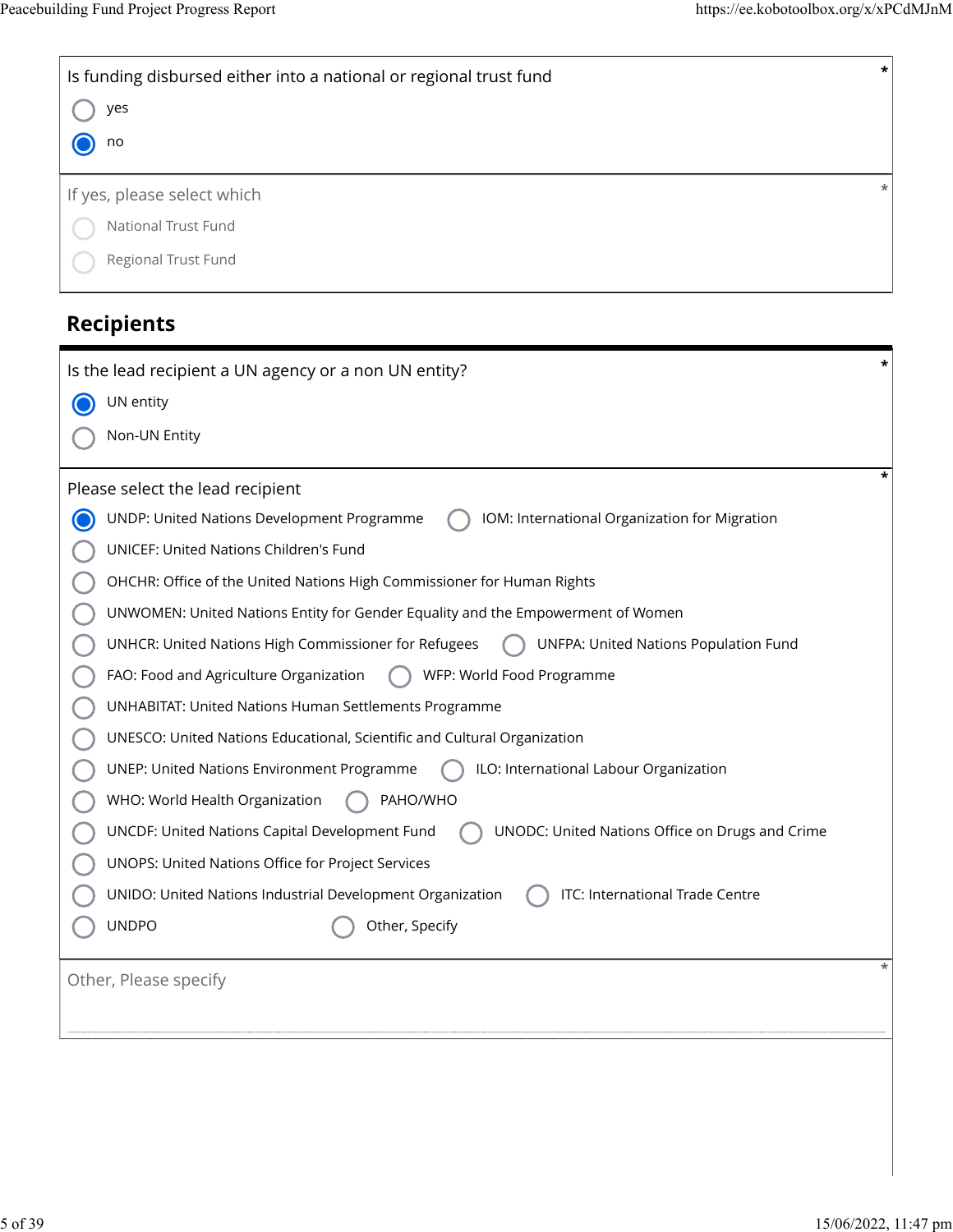Is funding disbursed either into a national or regional trust fund *

- ○ yes
- ◉ no

If yes, please select which *

- ○ National Trust Fund
- ○ Regional Trust Fund

## Recipients

Is the lead recipient a UN agency or a non UN entity? *

- ◉ UN entity
- ○ Non-UN Entity

Please select the lead recipient *

- ◉ UNDP: United Nations Development Programme
- ○ IOM: International Organization for Migration
- ○ UNICEF: United Nations Children's Fund
- ○ OHCHR: Office of the United Nations High Commissioner for Human Rights
- ○ UNWOMEN: United Nations Entity for Gender Equality and the Empowerment of Women
- ○ UNHCR: United Nations High Commissioner for Refugees
- ○ UNFPA: United Nations Population Fund
- ○ FAO: Food and Agriculture Organization
- ○ WFP: World Food Programme
- ○ UNHABITAT: United Nations Human Settlements Programme
- ○ UNESCO: United Nations Educational, Scientific and Cultural Organization
- ○ UNEP: United Nations Environment Programme
- ○ ILO: International Labour Organization
- ○ WHO: World Health Organization
- ○ PAHO/WHO
- ○ UNCDF: United Nations Capital Development Fund
- ○ UNODC: United Nations Office on Drugs and Crime
- ○ UNOPS: United Nations Office for Project Services
- ○ UNIDO: United Nations Industrial Development Organization
- ○ ITC: International Trade Centre
- ○ UNDPO
- ○ Other, Specify

Other, Please specify *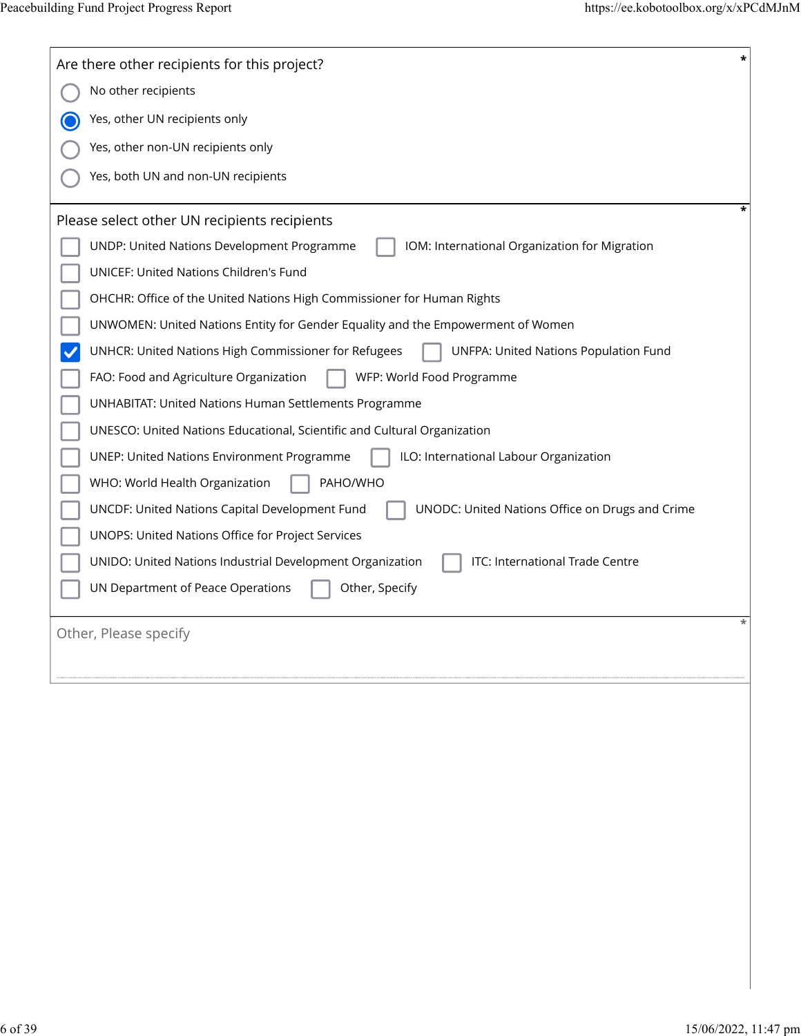Are there other recipients for this project? *

- ( ) No other recipients
- (x) Yes, other UN recipients only
- ( ) Yes, other non-UN recipients only
- ( ) Yes, both UN and non-UN recipients

Please select other UN recipients recipients *

- [ ] UNDP: United Nations Development Programme
- [ ] IOM: International Organization for Migration
- [ ] UNICEF: United Nations Children's Fund
- [ ] OHCHR: Office of the United Nations High Commissioner for Human Rights
- [ ] UNWOMEN: United Nations Entity for Gender Equality and the Empowerment of Women
- [x] UNHCR: United Nations High Commissioner for Refugees
- [ ] UNFPA: United Nations Population Fund
- [ ] FAO: Food and Agriculture Organization
- [ ] WFP: World Food Programme
- [ ] UNHABITAT: United Nations Human Settlements Programme
- [ ] UNESCO: United Nations Educational, Scientific and Cultural Organization
- [ ] UNEP: United Nations Environment Programme
- [ ] ILO: International Labour Organization
- [ ] WHO: World Health Organization
- [ ] PAHO/WHO
- [ ] UNCDF: United Nations Capital Development Fund
- [ ] UNODC: United Nations Office on Drugs and Crime
- [ ] UNOPS: United Nations Office for Project Services
- [ ] UNIDO: United Nations Industrial Development Organization
- [ ] ITC: International Trade Centre
- [ ] UN Department of Peace Operations
- [ ] Other, Specify

Other, Please specify *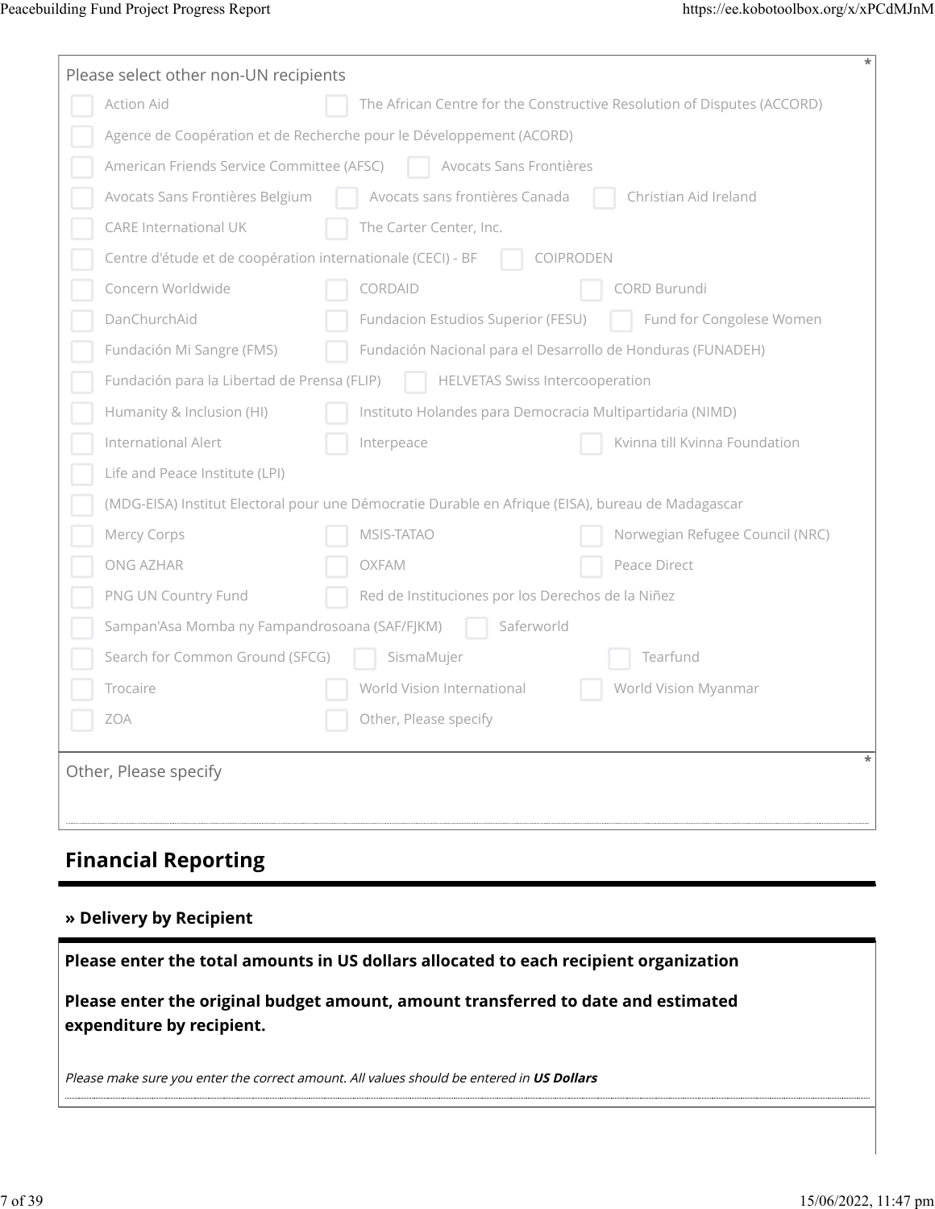Please select other non-UN recipients *

- [ ] Action Aid
- [ ] The African Centre for the Constructive Resolution of Disputes (ACCORD)
- [ ] Agence de Coopération et de Recherche pour le Développement (ACORD)
- [ ] American Friends Service Committee (AFSC)
- [ ] Avocats Sans Frontières
- [ ] Avocats Sans Frontières Belgium
- [ ] Avocats sans frontières Canada
- [ ] Christian Aid Ireland
- [ ] CARE International UK
- [ ] The Carter Center, Inc.
- [ ] Centre d'étude et de coopération internationale (CECI) - BF
- [ ] COIPRODEN
- [ ] Concern Worldwide
- [ ] CORDAID
- [ ] CORD Burundi
- [ ] DanChurchAid
- [ ] Fundacion Estudios Superior (FESU)
- [ ] Fund for Congolese Women
- [ ] Fundación Mi Sangre (FMS)
- [ ] Fundación Nacional para el Desarrollo de Honduras (FUNADEH)
- [ ] Fundación para la Libertad de Prensa (FLIP)
- [ ] HELVETAS Swiss Intercooperation
- [ ] Humanity & Inclusion (HI)
- [ ] Instituto Holandes para Democracia Multipartidaria (NIMD)
- [ ] International Alert
- [ ] Interpeace
- [ ] Kvinna till Kvinna Foundation
- [ ] Life and Peace Institute (LPI)
- [ ] (MDG-EISA) Institut Electoral pour une Démocratie Durable en Afrique (EISA), bureau de Madagascar
- [ ] Mercy Corps
- [ ] MSIS-TATAO
- [ ] Norwegian Refugee Council (NRC)
- [ ] ONG AZHAR
- [ ] OXFAM
- [ ] Peace Direct
- [ ] PNG UN Country Fund
- [ ] Red de Instituciones por los Derechos de la Niñez
- [ ] Sampan'Asa Momba ny Fampandrosoana (SAF/FJKM)
- [ ] Saferworld
- [ ] Search for Common Ground (SFCG)
- [ ] SismaMujer
- [ ] Tearfund
- [ ] Trocaire
- [ ] World Vision International
- [ ] World Vision Myanmar
- [ ] ZOA
- [ ] Other, Please specify

Other, Please specify *

## Financial Reporting

### » Delivery by Recipient

**Please enter the total amounts in US dollars allocated to each recipient organization**

**Please enter the original budget amount, amount transferred to date and estimated expenditure by recipient.**

*Please make sure you enter the correct amount. All values should be entered in **US Dollars***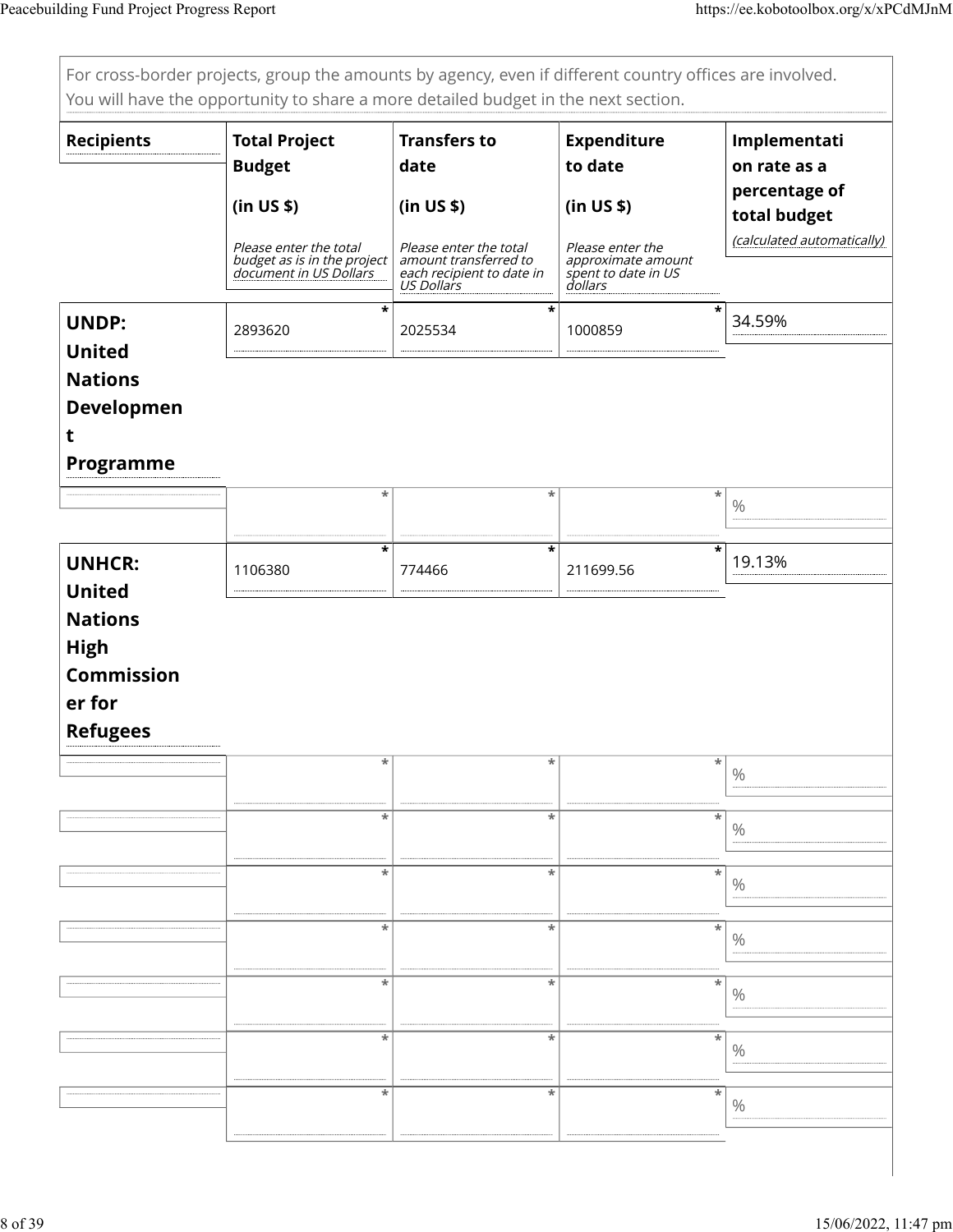For cross-border projects, group the amounts by agency, even if different country offices are involved. You will have the opportunity to share a more detailed budget in the next section.

| Recipients | Total Project Budget (in US $) *Please enter the total budget as is in the project document in US Dollars* | Transfers to date (in US $) *Please enter the total amount transferred to each recipient to date in US Dollars* | Expenditure to date (in US $) *Please enter the approximate amount spent to date in US dollars* | Implementation rate as a percentage of total budget *(calculated automatically)* |
|---|---|---|---|---|
| UNDP: United Nations Development Programme | 2893620 * | 2025534 * | 1000859 * | 34.59% |
| | * | * | * | % |
| UNHCR: United Nations High Commissioner for Refugees | 1106380 * | 774466 * | 211699.56 * | 19.13% |
| | * | * | * | % |
| | * | * | * | % |
| | * | * | * | % |
| | * | * | * | % |
| | * | * | * | % |
| | * | * | * | % |
| | * | * | * | % |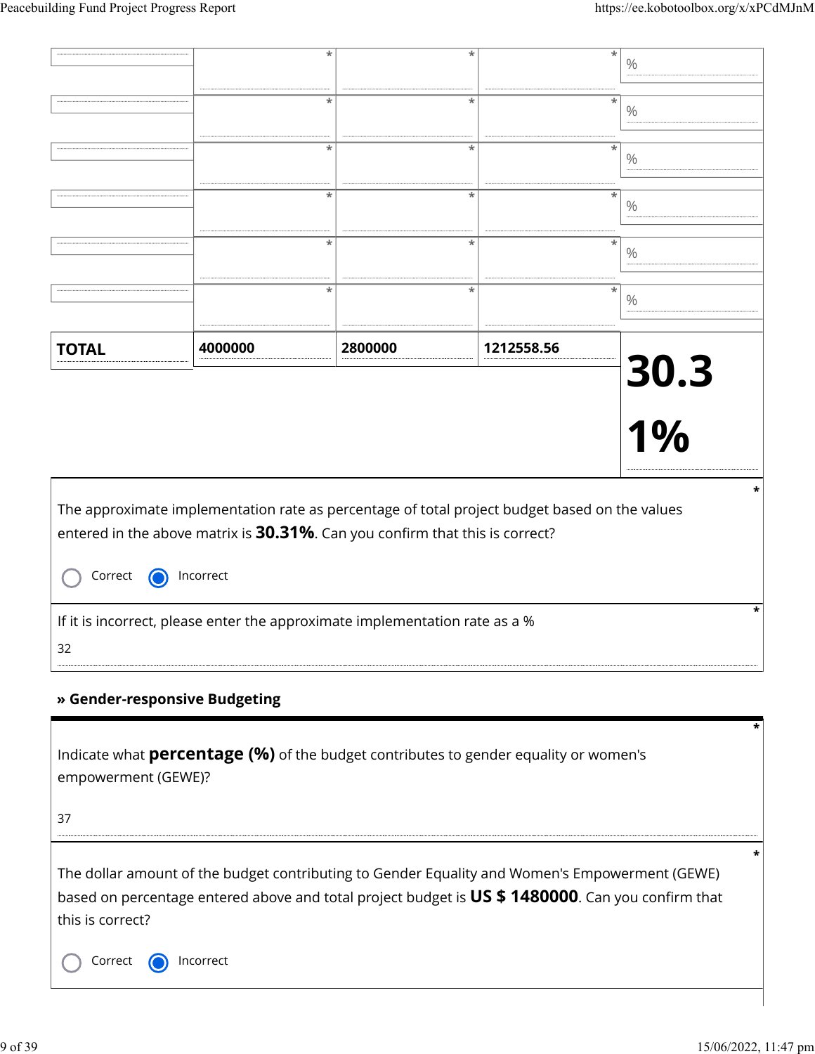|  | * | * | * | % |
|---|---|---|---|---|
|  | * | * | * | % |
|  | * | * | * | % |
|  | * | * | * | % |
|  | * | * | * | % |
|  | * | * | * | % |
| **TOTAL** | **4000000** | **2800000** | **1212558.56** | **30.31%** |

The approximate implementation rate as percentage of total project budget based on the values entered in the above matrix is **30.31%**. Can you confirm that this is correct? *

- ○ Correct
- ◉ Incorrect

If it is incorrect, please enter the approximate implementation rate as a % *

32

### » Gender-responsive Budgeting

Indicate what **percentage (%)** of the budget contributes to gender equality or women's empowerment (GEWE)? *

37

The dollar amount of the budget contributing to Gender Equality and Women's Empowerment (GEWE) based on percentage entered above and total project budget is **US $ 1480000**. Can you confirm that this is correct? *

- ○ Correct
- ◉ Incorrect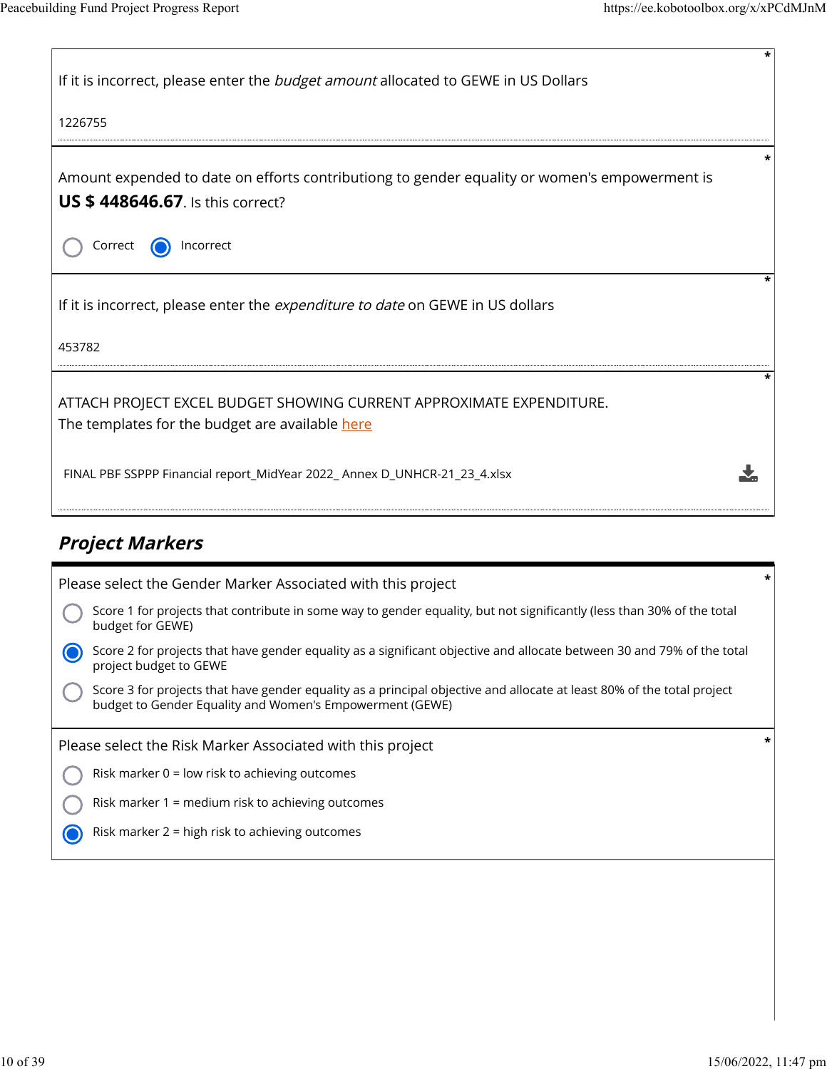If it is incorrect, please enter the *budget amount* allocated to GEWE in US Dollars *

1226755

Amount expended to date on efforts contributiong to gender equality or women's empowerment is **US $ 448646.67**. Is this correct? *

- ( ) Correct
- (•) Incorrect

If it is incorrect, please enter the *expenditure to date* on GEWE in US dollars *

453782

ATTACH PROJECT EXCEL BUDGET SHOWING CURRENT APPROXIMATE EXPENDITURE. *
The templates for the budget are available here

FINAL PBF SSPPP Financial report_MidYear 2022_ Annex D_UNHCR-21_23_4.xlsx

## ***Project Markers***

Please select the Gender Marker Associated with this project *

- ( ) Score 1 for projects that contribute in some way to gender equality, but not significantly (less than 30% of the total budget for GEWE)
- (•) Score 2 for projects that have gender equality as a significant objective and allocate between 30 and 79% of the total project budget to GEWE
- ( ) Score 3 for projects that have gender equality as a principal objective and allocate at least 80% of the total project budget to Gender Equality and Women's Empowerment (GEWE)

Please select the Risk Marker Associated with this project *

- ( ) Risk marker 0 = low risk to achieving outcomes
- ( ) Risk marker 1 = medium risk to achieving outcomes
- (•) Risk marker 2 = high risk to achieving outcomes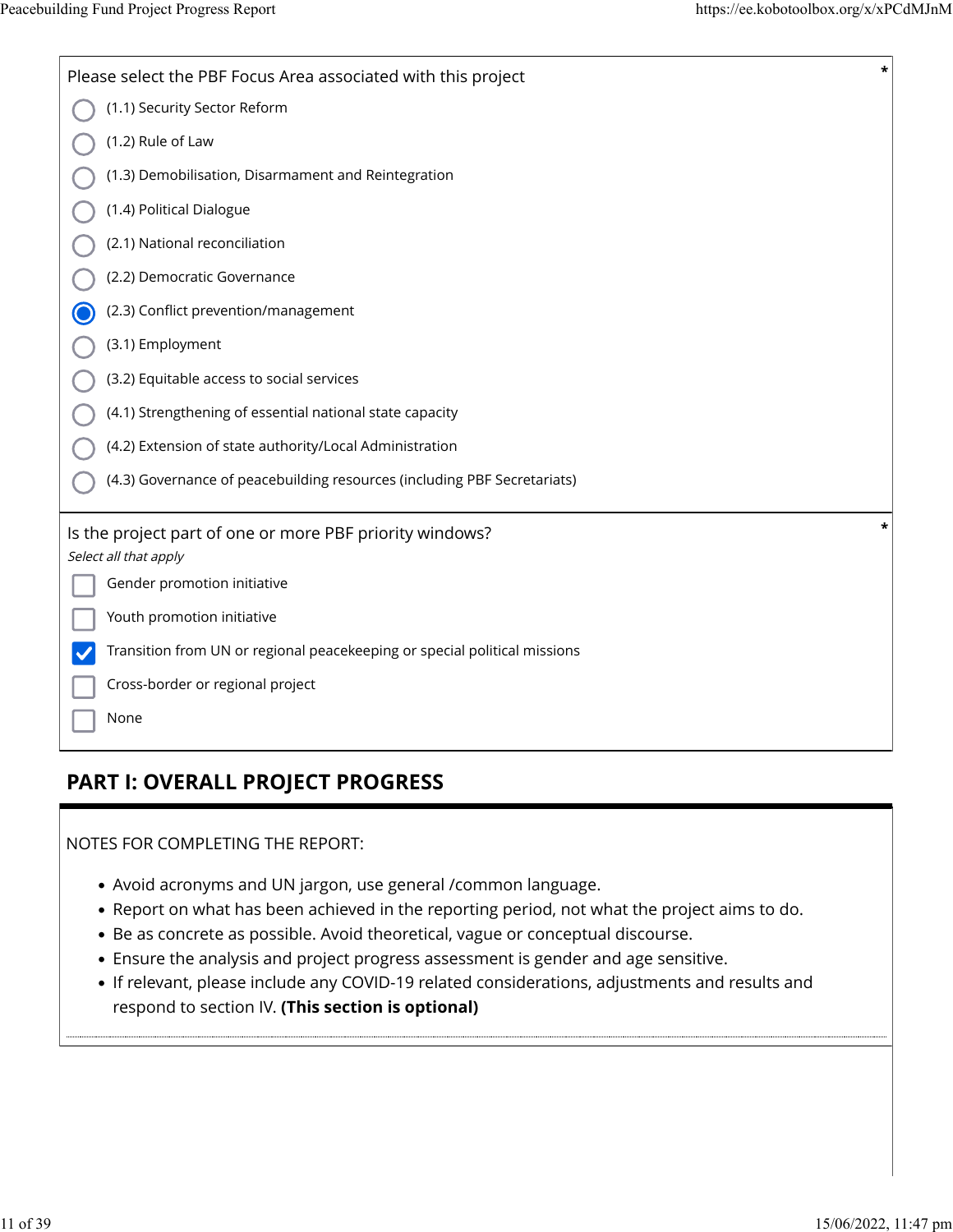Please select the PBF Focus Area associated with this project *

- ○ (1.1) Security Sector Reform
- ○ (1.2) Rule of Law
- ○ (1.3) Demobilisation, Disarmament and Reintegration
- ○ (1.4) Political Dialogue
- ○ (2.1) National reconciliation
- ○ (2.2) Democratic Governance
- ◉ (2.3) Conflict prevention/management
- ○ (3.1) Employment
- ○ (3.2) Equitable access to social services
- ○ (4.1) Strengthening of essential national state capacity
- ○ (4.2) Extension of state authority/Local Administration
- ○ (4.3) Governance of peacebuilding resources (including PBF Secretariats)

Is the project part of one or more PBF priority windows? *

*Select all that apply*

- [ ] Gender promotion initiative
- [ ] Youth promotion initiative
- [x] Transition from UN or regional peacekeeping or special political missions
- [ ] Cross-border or regional project
- [ ] None

## PART I: OVERALL PROJECT PROGRESS

NOTES FOR COMPLETING THE REPORT:

- Avoid acronyms and UN jargon, use general /common language.
- Report on what has been achieved in the reporting period, not what the project aims to do.
- Be as concrete as possible. Avoid theoretical, vague or conceptual discourse.
- Ensure the analysis and project progress assessment is gender and age sensitive.
- If relevant, please include any COVID-19 related considerations, adjustments and results and respond to section IV. **(This section is optional)**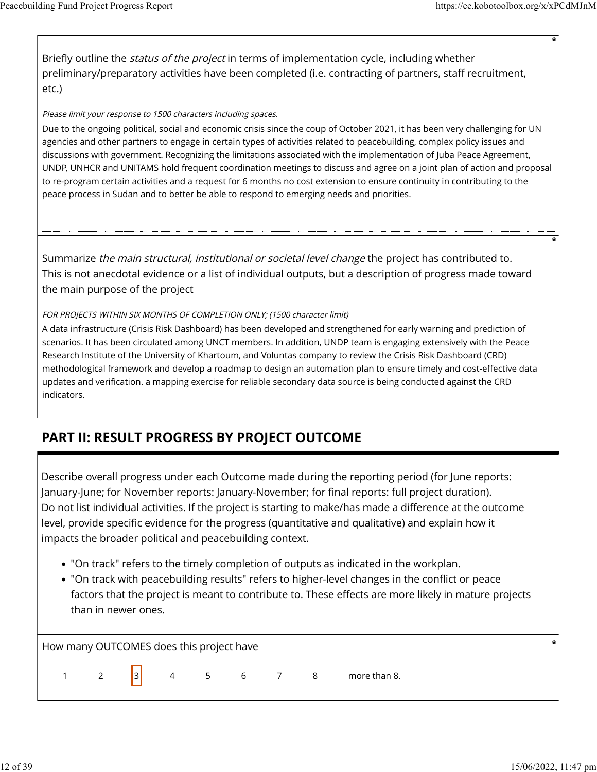Briefly outline the *status of the project* in terms of implementation cycle, including whether preliminary/preparatory activities have been completed (i.e. contracting of partners, staff recruitment, etc.) *

*Please limit your response to 1500 characters including spaces.*

Due to the ongoing political, social and economic crisis since the coup of October 2021, it has been very challenging for UN agencies and other partners to engage in certain types of activities related to peacebuilding, complex policy issues and discussions with government. Recognizing the limitations associated with the implementation of Juba Peace Agreement, UNDP, UNHCR and UNITAMS hold frequent coordination meetings to discuss and agree on a joint plan of action and proposal to re-program certain activities and a request for 6 months no cost extension to ensure continuity in contributing to the peace process in Sudan and to better be able to respond to emerging needs and priorities.

Summarize *the main structural, institutional or societal level change* the project has contributed to. This is not anecdotal evidence or a list of individual outputs, but a description of progress made toward the main purpose of the project *

*FOR PROJECTS WITHIN SIX MONTHS OF COMPLETION ONLY; (1500 character limit)*

A data infrastructure (Crisis Risk Dashboard) has been developed and strengthened for early warning and prediction of scenarios. It has been circulated among UNCT members. In addition, UNDP team is engaging extensively with the Peace Research Institute of the University of Khartoum, and Voluntas company to review the Crisis Risk Dashboard (CRD) methodological framework and develop a roadmap to design an automation plan to ensure timely and cost-effective data updates and verification. a mapping exercise for reliable secondary data source is being conducted against the CRD indicators.

## PART II: RESULT PROGRESS BY PROJECT OUTCOME

Describe overall progress under each Outcome made during the reporting period (for June reports: January-June; for November reports: January-November; for final reports: full project duration). Do not list individual activities. If the project is starting to make/has made a difference at the outcome level, provide specific evidence for the progress (quantitative and qualitative) and explain how it impacts the broader political and peacebuilding context.

- "On track" refers to the timely completion of outputs as indicated in the workplan.
- "On track with peacebuilding results" refers to higher-level changes in the conflict or peace factors that the project is meant to contribute to. These effects are more likely in mature projects than in newer ones.

How many OUTCOMES does this project have *

1 2 **[3]** 4 5 6 7 8 more than 8.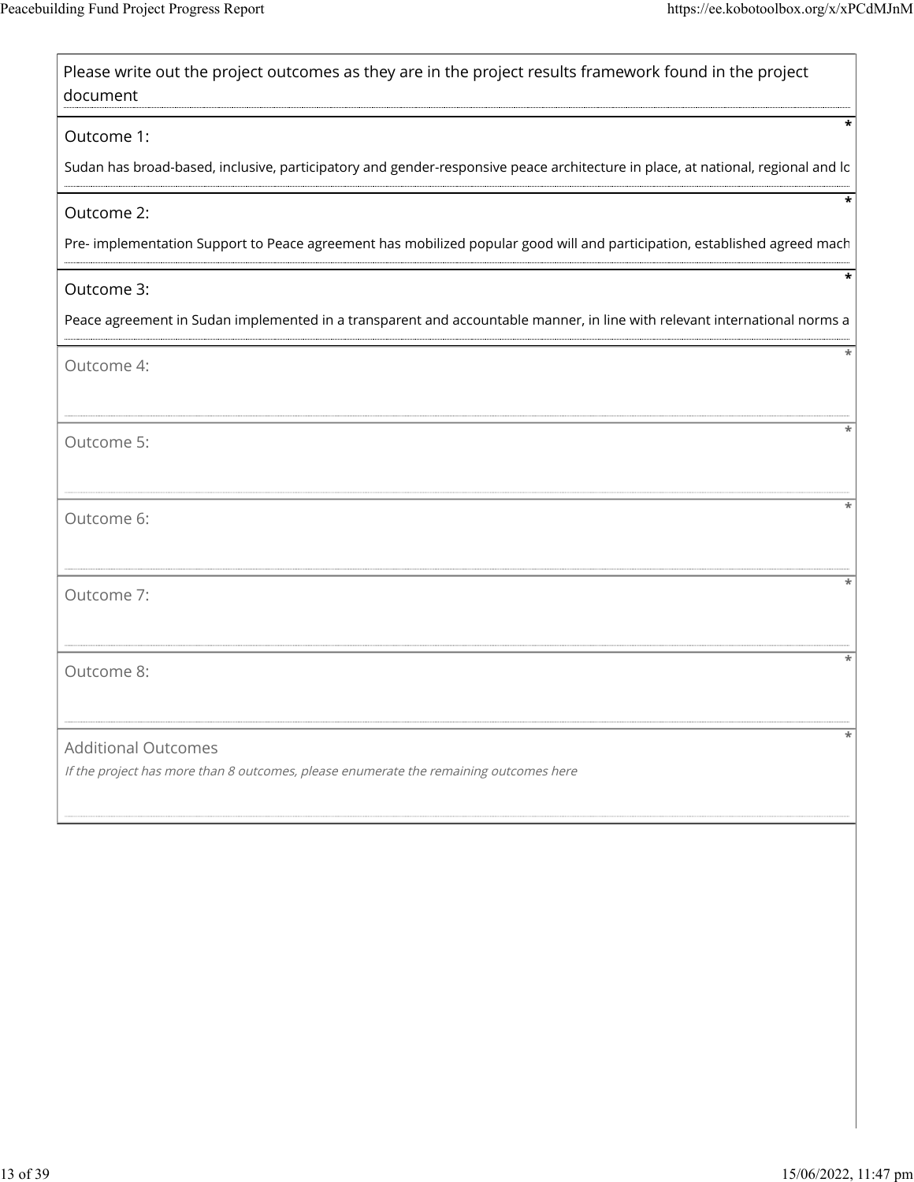Please write out the project outcomes as they are in the project results framework found in the project document

Outcome 1: *

Sudan has broad-based, inclusive, participatory and gender-responsive peace architecture in place, at national, regional and lc

Outcome 2: *

Pre- implementation Support to Peace agreement has mobilized popular good will and participation, established agreed mach

Outcome 3: *

Peace agreement in Sudan implemented in a transparent and accountable manner, in line with relevant international norms a

Outcome 4: *

Outcome 5: *

Outcome 6: *

Outcome 7: *

Outcome 8: *

Additional Outcomes *

*If the project has more than 8 outcomes, please enumerate the remaining outcomes here*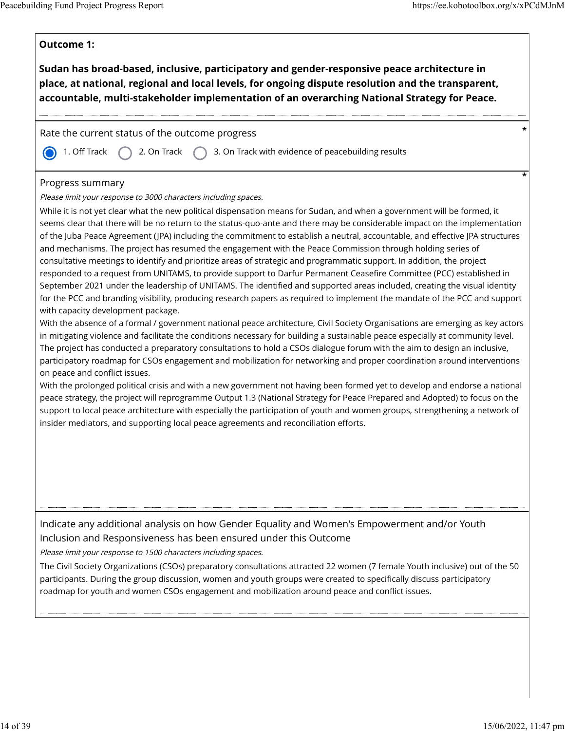**Outcome 1:**

**Sudan has broad-based, inclusive, participatory and gender-responsive peace architecture in place, at national, regional and local levels, for ongoing dispute resolution and the transparent, accountable, multi-stakeholder implementation of an overarching National Strategy for Peace.**

Rate the current status of the outcome progress *

- (●) 1. Off Track
- ( ) 2. On Track
- ( ) 3. On Track with evidence of peacebuilding results

Progress summary *

*Please limit your response to 3000 characters including spaces.*

While it is not yet clear what the new political dispensation means for Sudan, and when a government will be formed, it seems clear that there will be no return to the status-quo-ante and there may be considerable impact on the implementation of the Juba Peace Agreement (JPA) including the commitment to establish a neutral, accountable, and effective JPA structures and mechanisms. The project has resumed the engagement with the Peace Commission through holding series of consultative meetings to identify and prioritize areas of strategic and programmatic support. In addition, the project responded to a request from UNITAMS, to provide support to Darfur Permanent Ceasefire Committee (PCC) established in September 2021 under the leadership of UNITAMS. The identified and supported areas included, creating the visual identity for the PCC and branding visibility, producing research papers as required to implement the mandate of the PCC and support with capacity development package.

With the absence of a formal / government national peace architecture, Civil Society Organisations are emerging as key actors in mitigating violence and facilitate the conditions necessary for building a sustainable peace especially at community level. The project has conducted a preparatory consultations to hold a CSOs dialogue forum with the aim to design an inclusive, participatory roadmap for CSOs engagement and mobilization for networking and proper coordination around interventions on peace and conflict issues.

With the prolonged political crisis and with a new government not having been formed yet to develop and endorse a national peace strategy, the project will reprogramme Output 1.3 (National Strategy for Peace Prepared and Adopted) to focus on the support to local peace architecture with especially the participation of youth and women groups, strengthening a network of insider mediators, and supporting local peace agreements and reconciliation efforts.

Indicate any additional analysis on how Gender Equality and Women's Empowerment and/or Youth Inclusion and Responsiveness has been ensured under this Outcome

*Please limit your response to 1500 characters including spaces.*

The Civil Society Organizations (CSOs) preparatory consultations attracted 22 women (7 female Youth inclusive) out of the 50 participants. During the group discussion, women and youth groups were created to specifically discuss participatory roadmap for youth and women CSOs engagement and mobilization around peace and conflict issues.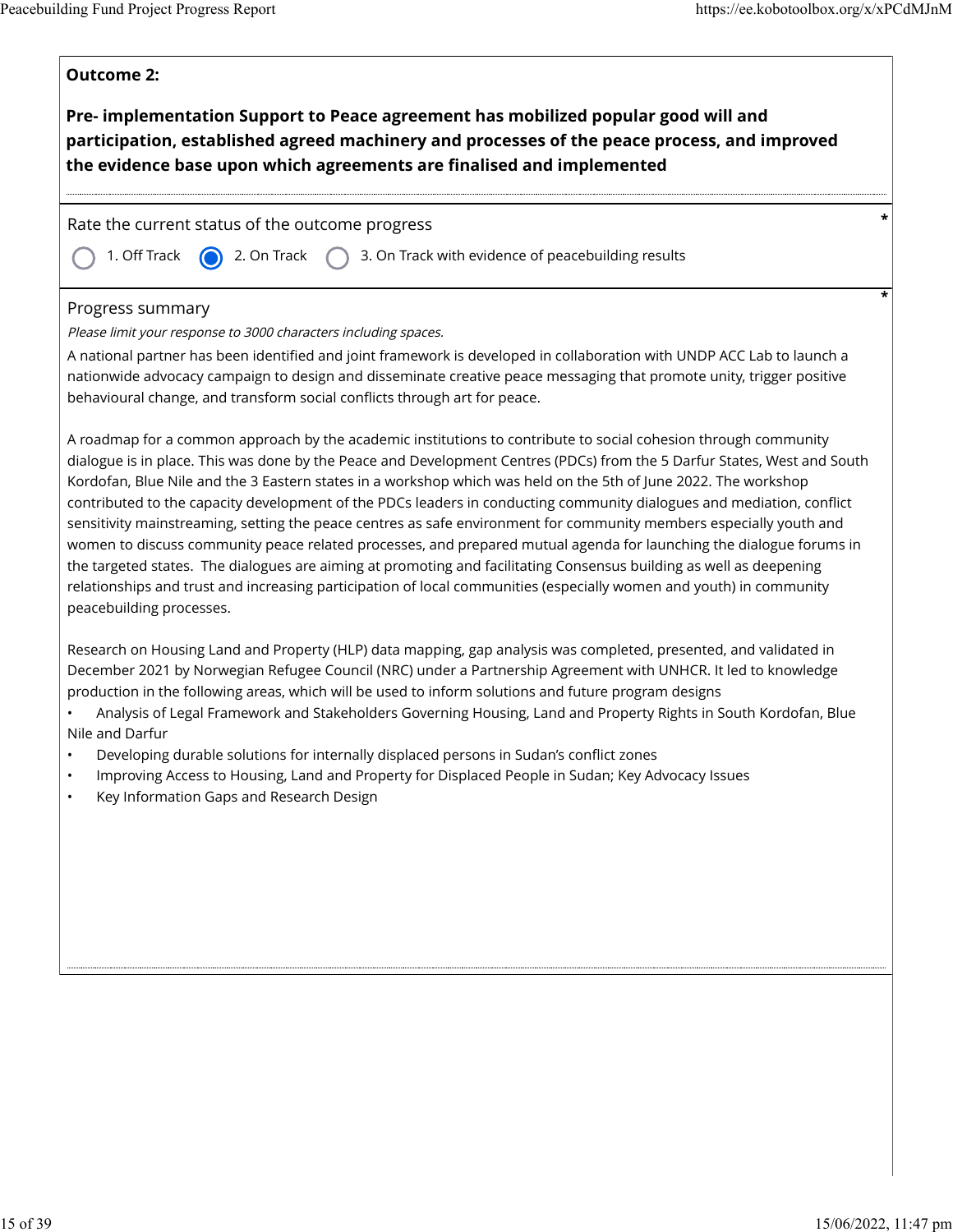**Outcome 2:**

**Pre- implementation Support to Peace agreement has mobilized popular good will and participation, established agreed machinery and processes of the peace process, and improved the evidence base upon which agreements are finalised and implemented**

Rate the current status of the outcome progress *

- ○ 1. Off Track
- ◉ 2. On Track
- ○ 3. On Track with evidence of peacebuilding results

Progress summary *

*Please limit your response to 3000 characters including spaces.*

A national partner has been identified and joint framework is developed in collaboration with UNDP ACC Lab to launch a nationwide advocacy campaign to design and disseminate creative peace messaging that promote unity, trigger positive behavioural change, and transform social conflicts through art for peace.

A roadmap for a common approach by the academic institutions to contribute to social cohesion through community dialogue is in place. This was done by the Peace and Development Centres (PDCs) from the 5 Darfur States, West and South Kordofan, Blue Nile and the 3 Eastern states in a workshop which was held on the 5th of June 2022. The workshop contributed to the capacity development of the PDCs leaders in conducting community dialogues and mediation, conflict sensitivity mainstreaming, setting the peace centres as safe environment for community members especially youth and women to discuss community peace related processes, and prepared mutual agenda for launching the dialogue forums in the targeted states. The dialogues are aiming at promoting and facilitating Consensus building as well as deepening relationships and trust and increasing participation of local communities (especially women and youth) in community peacebuilding processes.

Research on Housing Land and Property (HLP) data mapping, gap analysis was completed, presented, and validated in December 2021 by Norwegian Refugee Council (NRC) under a Partnership Agreement with UNHCR. It led to knowledge production in the following areas, which will be used to inform solutions and future program designs

- Analysis of Legal Framework and Stakeholders Governing Housing, Land and Property Rights in South Kordofan, Blue Nile and Darfur
- Developing durable solutions for internally displaced persons in Sudan's conflict zones
- Improving Access to Housing, Land and Property for Displaced People in Sudan; Key Advocacy Issues
- Key Information Gaps and Research Design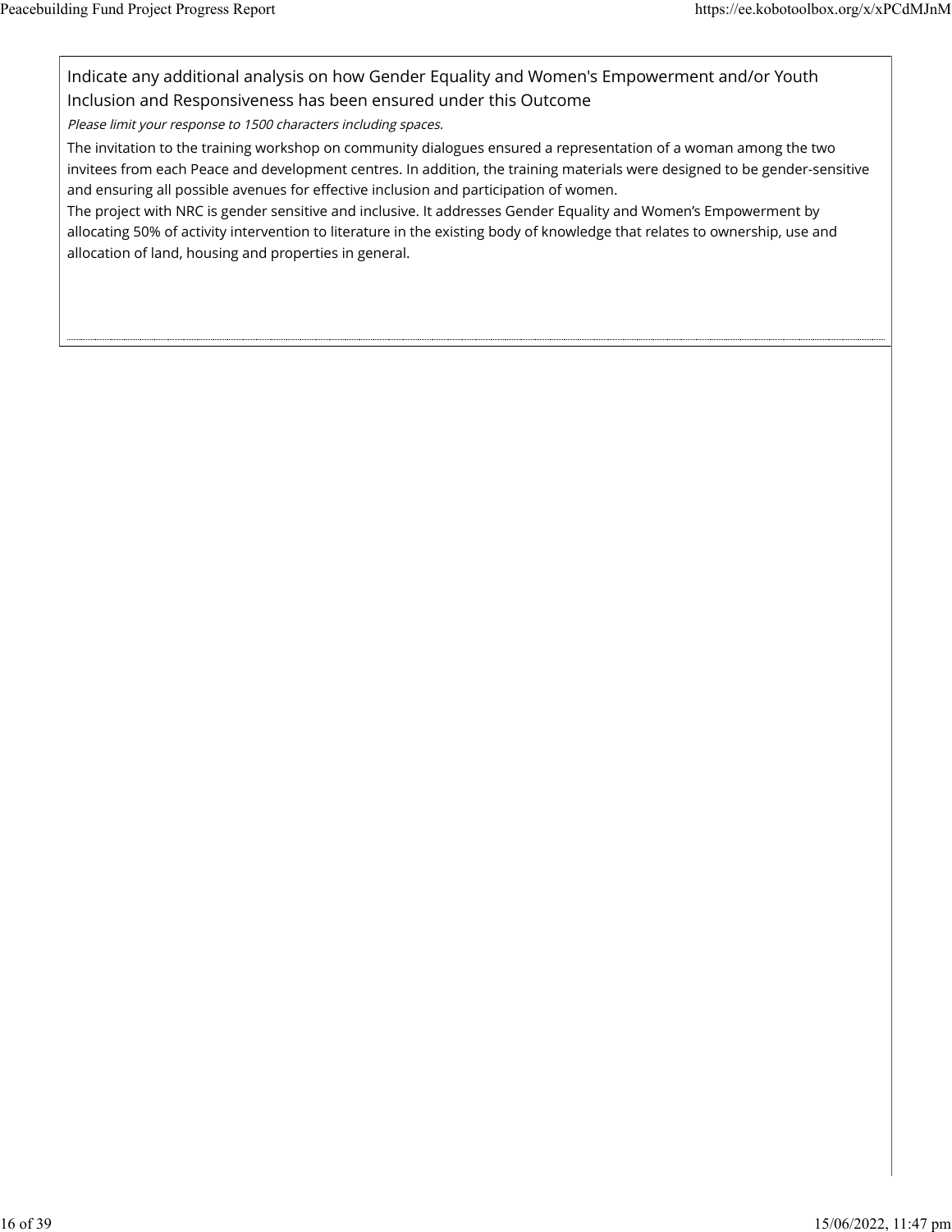Indicate any additional analysis on how Gender Equality and Women's Empowerment and/or Youth Inclusion and Responsiveness has been ensured under this Outcome

*Please limit your response to 1500 characters including spaces.*

The invitation to the training workshop on community dialogues ensured a representation of a woman among the two invitees from each Peace and development centres. In addition, the training materials were designed to be gender-sensitive and ensuring all possible avenues for effective inclusion and participation of women.
The project with NRC is gender sensitive and inclusive. It addresses Gender Equality and Women's Empowerment by allocating 50% of activity intervention to literature in the existing body of knowledge that relates to ownership, use and allocation of land, housing and properties in general.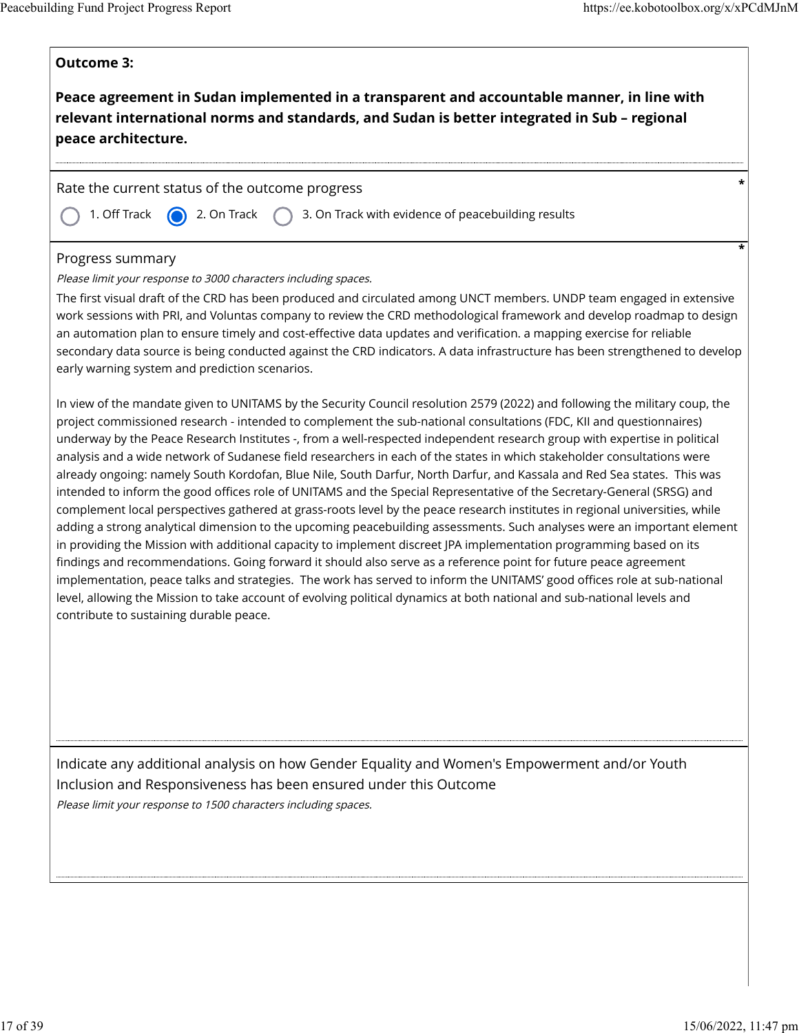**Outcome 3:**

**Peace agreement in Sudan implemented in a transparent and accountable manner, in line with relevant international norms and standards, and Sudan is better integrated in Sub – regional peace architecture.**

Rate the current status of the outcome progress *

- ○ 1. Off Track
- ◉ 2. On Track
- ○ 3. On Track with evidence of peacebuilding results

Progress summary *

*Please limit your response to 3000 characters including spaces.*

The first visual draft of the CRD has been produced and circulated among UNCT members. UNDP team engaged in extensive work sessions with PRI, and Voluntas company to review the CRD methodological framework and develop roadmap to design an automation plan to ensure timely and cost-effective data updates and verification. a mapping exercise for reliable secondary data source is being conducted against the CRD indicators. A data infrastructure has been strengthened to develop early warning system and prediction scenarios.

In view of the mandate given to UNITAMS by the Security Council resolution 2579 (2022) and following the military coup, the project commissioned research - intended to complement the sub-national consultations (FDC, KII and questionnaires) underway by the Peace Research Institutes -, from a well-respected independent research group with expertise in political analysis and a wide network of Sudanese field researchers in each of the states in which stakeholder consultations were already ongoing: namely South Kordofan, Blue Nile, South Darfur, North Darfur, and Kassala and Red Sea states. This was intended to inform the good offices role of UNITAMS and the Special Representative of the Secretary-General (SRSG) and complement local perspectives gathered at grass-roots level by the peace research institutes in regional universities, while adding a strong analytical dimension to the upcoming peacebuilding assessments. Such analyses were an important element in providing the Mission with additional capacity to implement discreet JPA implementation programming based on its findings and recommendations. Going forward it should also serve as a reference point for future peace agreement implementation, peace talks and strategies. The work has served to inform the UNITAMS' good offices role at sub-national level, allowing the Mission to take account of evolving political dynamics at both national and sub-national levels and contribute to sustaining durable peace.

Indicate any additional analysis on how Gender Equality and Women's Empowerment and/or Youth Inclusion and Responsiveness has been ensured under this Outcome

*Please limit your response to 1500 characters including spaces.*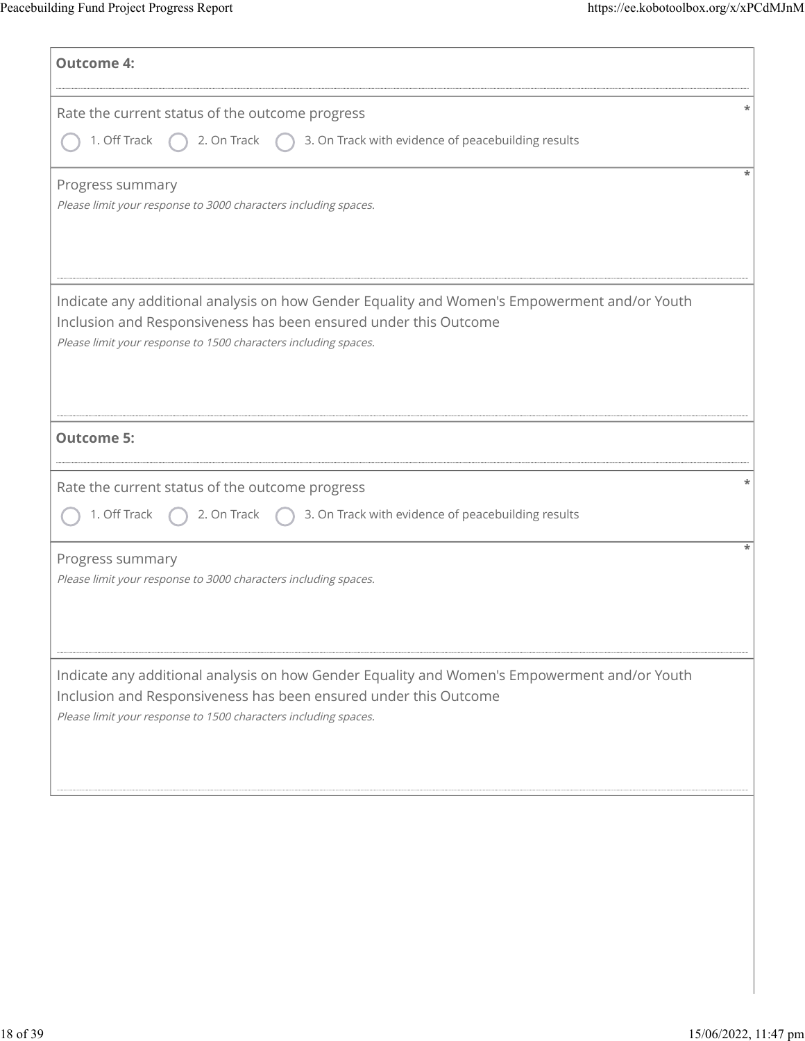**Outcome 4:**

Rate the current status of the outcome progress *

- 1. Off Track
- 2. On Track
- 3. On Track with evidence of peacebuilding results

Progress summary *

*Please limit your response to 3000 characters including spaces.*

Indicate any additional analysis on how Gender Equality and Women's Empowerment and/or Youth Inclusion and Responsiveness has been ensured under this Outcome

*Please limit your response to 1500 characters including spaces.*

**Outcome 5:**

Rate the current status of the outcome progress *

- 1. Off Track
- 2. On Track
- 3. On Track with evidence of peacebuilding results

Progress summary *

*Please limit your response to 3000 characters including spaces.*

Indicate any additional analysis on how Gender Equality and Women's Empowerment and/or Youth Inclusion and Responsiveness has been ensured under this Outcome

*Please limit your response to 1500 characters including spaces.*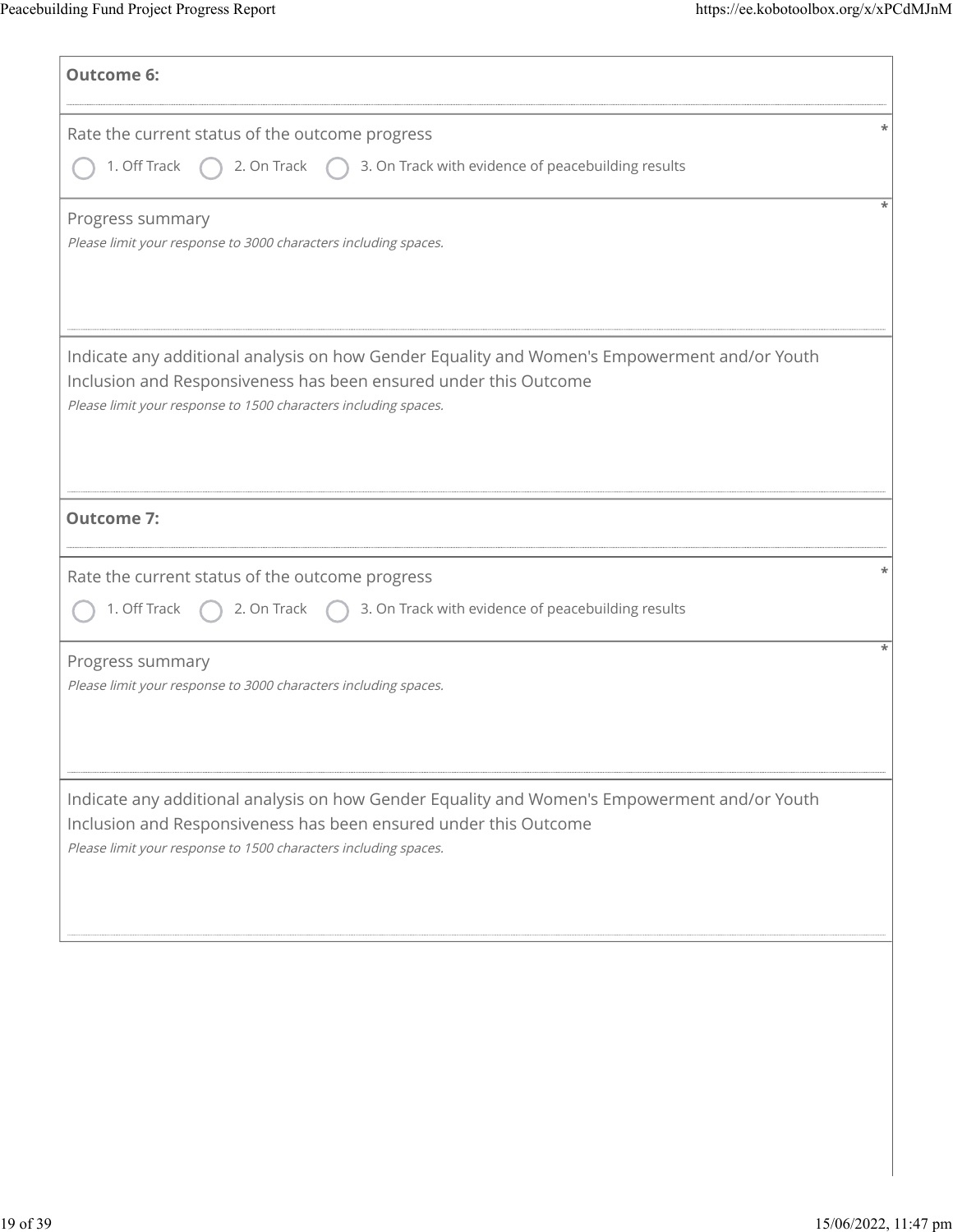**Outcome 6:**

Rate the current status of the outcome progress *

- 1. Off Track
- 2. On Track
- 3. On Track with evidence of peacebuilding results

Progress summary *

*Please limit your response to 3000 characters including spaces.*

Indicate any additional analysis on how Gender Equality and Women's Empowerment and/or Youth Inclusion and Responsiveness has been ensured under this Outcome

*Please limit your response to 1500 characters including spaces.*

**Outcome 7:**

Rate the current status of the outcome progress *

- 1. Off Track
- 2. On Track
- 3. On Track with evidence of peacebuilding results

Progress summary *

*Please limit your response to 3000 characters including spaces.*

Indicate any additional analysis on how Gender Equality and Women's Empowerment and/or Youth Inclusion and Responsiveness has been ensured under this Outcome

*Please limit your response to 1500 characters including spaces.*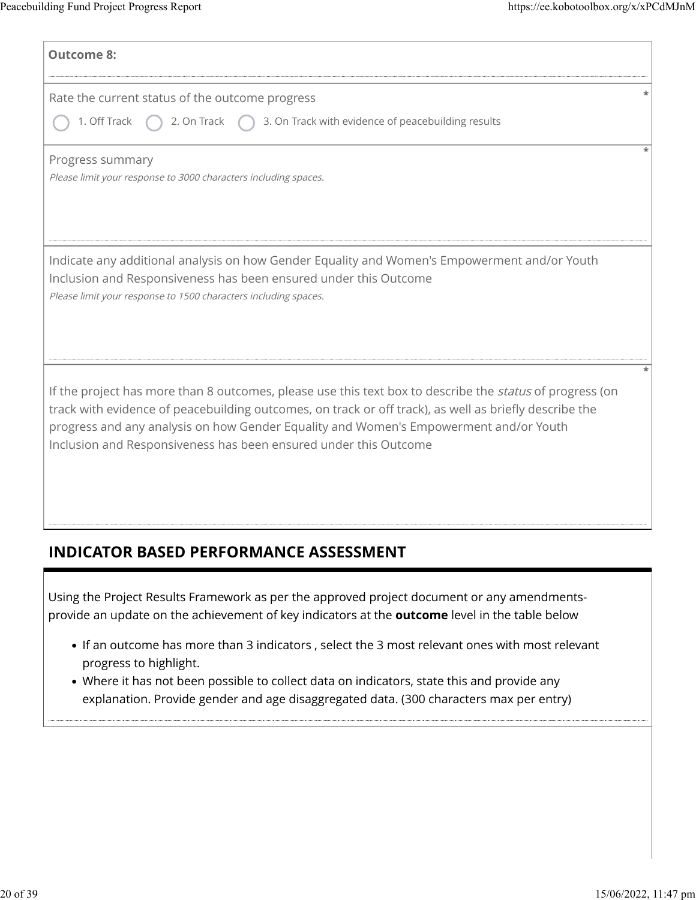**Outcome 8:**

Rate the current status of the outcome progress *

- 1. Off Track
- 2. On Track
- 3. On Track with evidence of peacebuilding results

Progress summary *

*Please limit your response to 3000 characters including spaces.*

Indicate any additional analysis on how Gender Equality and Women's Empowerment and/or Youth Inclusion and Responsiveness has been ensured under this Outcome

*Please limit your response to 1500 characters including spaces.*

If the project has more than 8 outcomes, please use this text box to describe the *status* of progress (on track with evidence of peacebuilding outcomes, on track or off track), as well as briefly describe the progress and any analysis on how Gender Equality and Women's Empowerment and/or Youth Inclusion and Responsiveness has been ensured under this Outcome *

## INDICATOR BASED PERFORMANCE ASSESSMENT

Using the Project Results Framework as per the approved project document or any amendments- provide an update on the achievement of key indicators at the **outcome** level in the table below

- If an outcome has more than 3 indicators , select the 3 most relevant ones with most relevant progress to highlight.
- Where it has not been possible to collect data on indicators, state this and provide any explanation. Provide gender and age disaggregated data. (300 characters max per entry)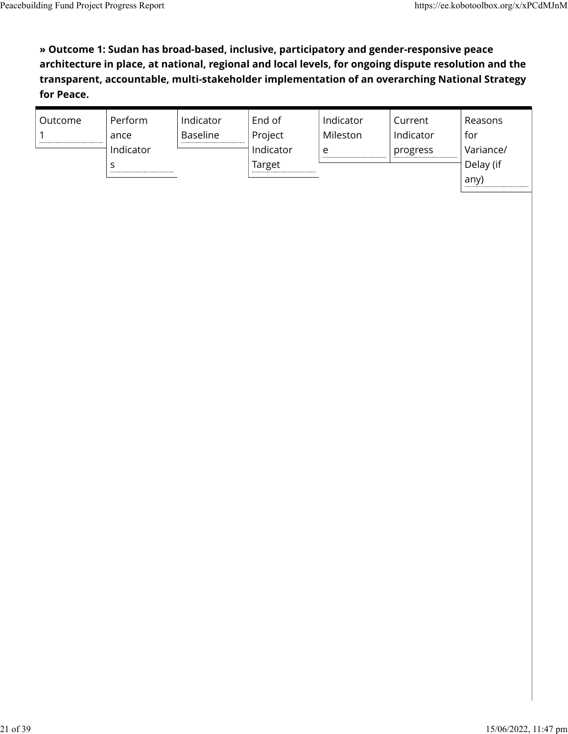**» Outcome 1: Sudan has broad-based, inclusive, participatory and gender-responsive peace architecture in place, at national, regional and local levels, for ongoing dispute resolution and the transparent, accountable, multi-stakeholder implementation of an overarching National Strategy for Peace.**

| Outcome 1 | Performance Indicators | Indicator Baseline | End of Project Indicator Target | Indicator Milestone | Current Indicator progress | Reasons for Variance/ Delay (if any) |
|---|---|---|---|---|---|---|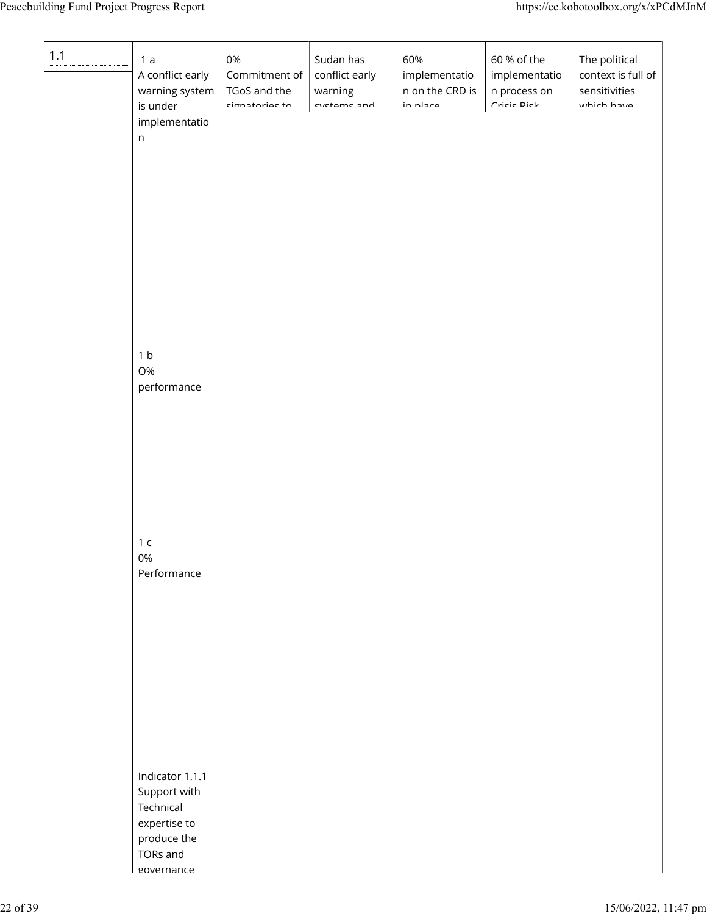| 1.1 | 1 a<br>A conflict early warning system is under implementation<br><br>1 b<br>O% performance<br><br>1 c<br>0% Performance<br><br>Indicator 1.1.1<br>Support with Technical expertise to produce the TORs and governance | 0%<br>Commitment of TGoS and the signatories to | Sudan has conflict early warning systems and | 60% implementation on the CRD is in place | 60 % of the implementation process on Crisis Risk | The political context is full of sensitivities which have |
|---|---|---|---|---|---|---|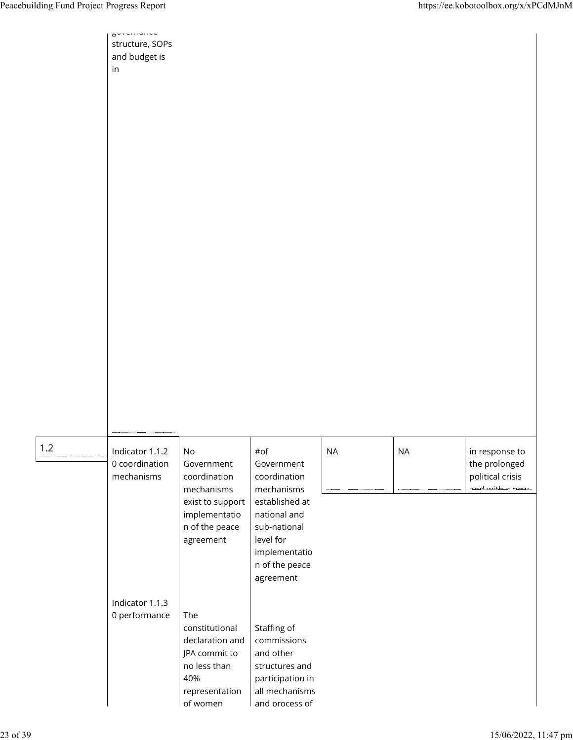| | governance structure, SOPs and budget is in | | | | | |
|---|---|---|---|---|---|---|
| 1.2 | Indicator 1.1.2 0 coordination mechanisms | No Government coordination mechanisms exist to support implementation of the peace agreement | #of Government coordination mechanisms established at national and sub-national level for implementation of the peace agreement | NA | NA | in response to the prolonged political crisis and with a new |
| | Indicator 1.1.3 0 performance | The constitutional declaration and JPA commit to no less than 40% representation of women | Staffing of commissions and other structures and participation in all mechanisms and process of | | | |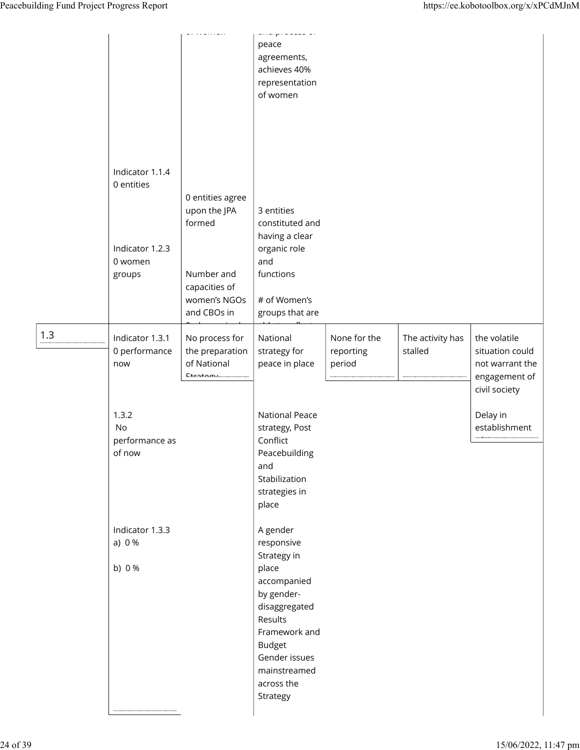| | | | | | | |
|---|---|---|---|---|---|---|
| | | of women | and process of peace agreements, achieves 40% representation of women | | | |
| | Indicator 1.1.4<br>0 entities | 0 entities agree upon the JPA formed | 3 entities constituted and having a clear organic role and functions | | | |
| | Indicator 1.2.3<br>0 women groups | Number and capacities of women's NGOs and CBOs in | # of Women's groups that are | | | |
| 1.3 | Indicator 1.3.1<br>0 performance now | No process for the preparation of National Strategy | National strategy for peace in place | None for the reporting period | The activity has stalled | the volatile situation could not warrant the engagement of civil society |
| | 1.3.2<br>No performance as of now | | National Peace strategy, Post Conflict Peacebuilding and Stabilization strategies in place | | | Delay in establishment |
| | Indicator 1.3.3<br>a) 0 %<br>b) 0 % | | A gender responsive Strategy in place accompanied by gender-disaggregated Results Framework and Budget<br>Gender issues mainstreamed across the Strategy | | | |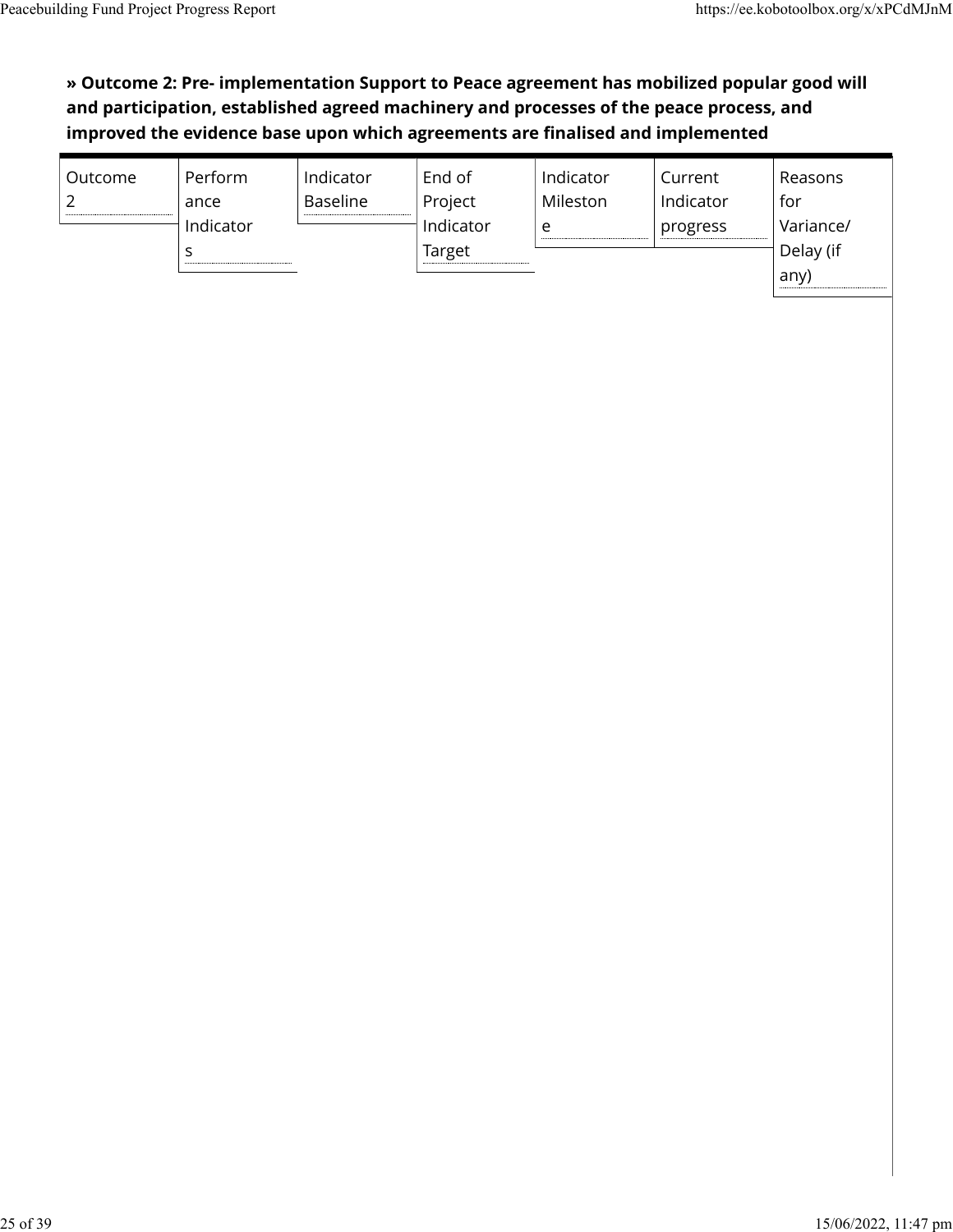**» Outcome 2: Pre- implementation Support to Peace agreement has mobilized popular good will and participation, established agreed machinery and processes of the peace process, and improved the evidence base upon which agreements are finalised and implemented**

| Outcome 2 | Performance Indicators | Indicator Baseline | End of Project Indicator Target | Indicator Milestone | Current Indicator progress | Reasons for Variance/ Delay (if any) |
|---|---|---|---|---|---|---|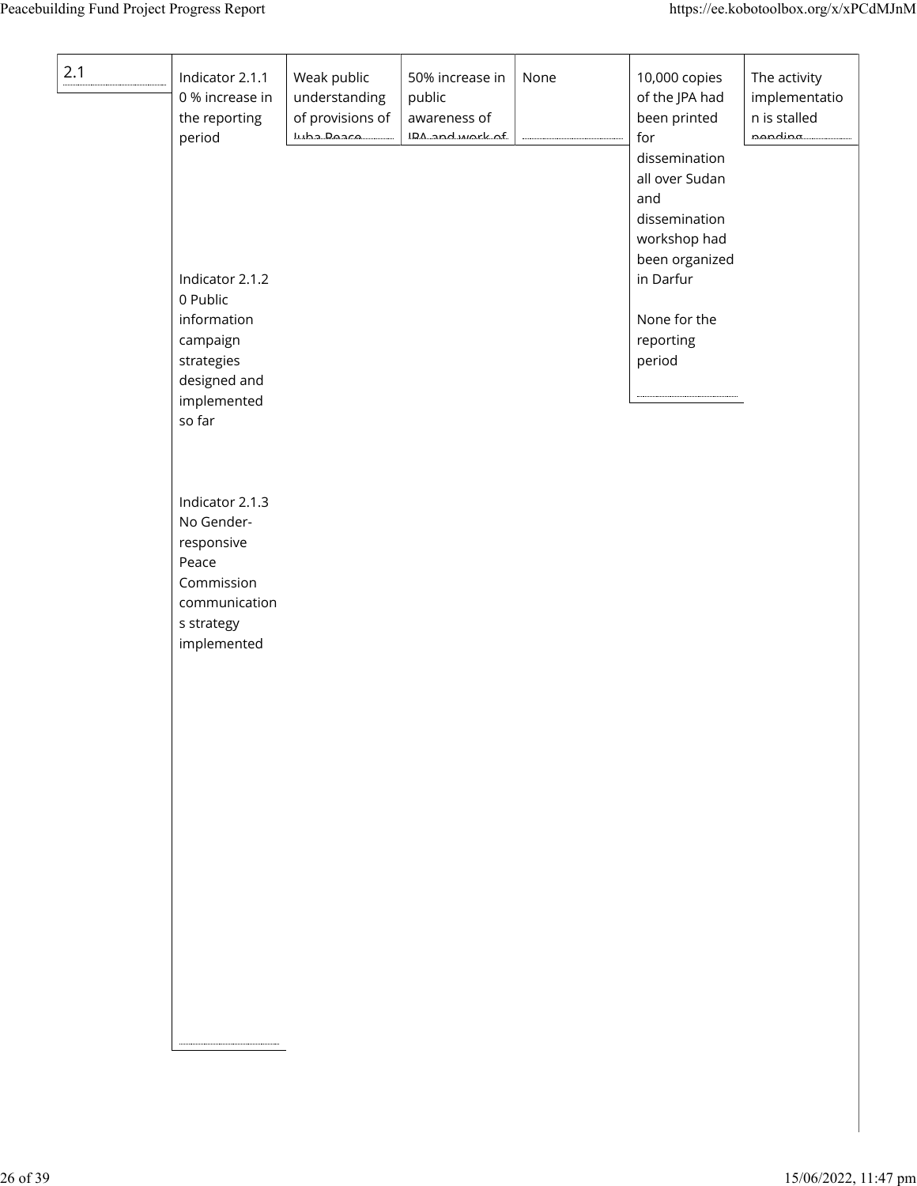| 2.1 | Indicator 2.1.1<br>0 % increase in the reporting period<br><br>Indicator 2.1.2<br>0 Public information campaign strategies designed and implemented so far<br><br>Indicator 2.1.3<br>No Gender-responsive Peace Commission communications strategy implemented | Weak public understanding of provisions of Juba Peace | 50% increase in public awareness of JPA and work of | None | 10,000 copies of the JPA had been printed for dissemination all over Sudan and dissemination workshop had been organized in Darfur<br><br>None for the reporting period | The activity implementation is stalled pending |
|---|---|---|---|---|---|---|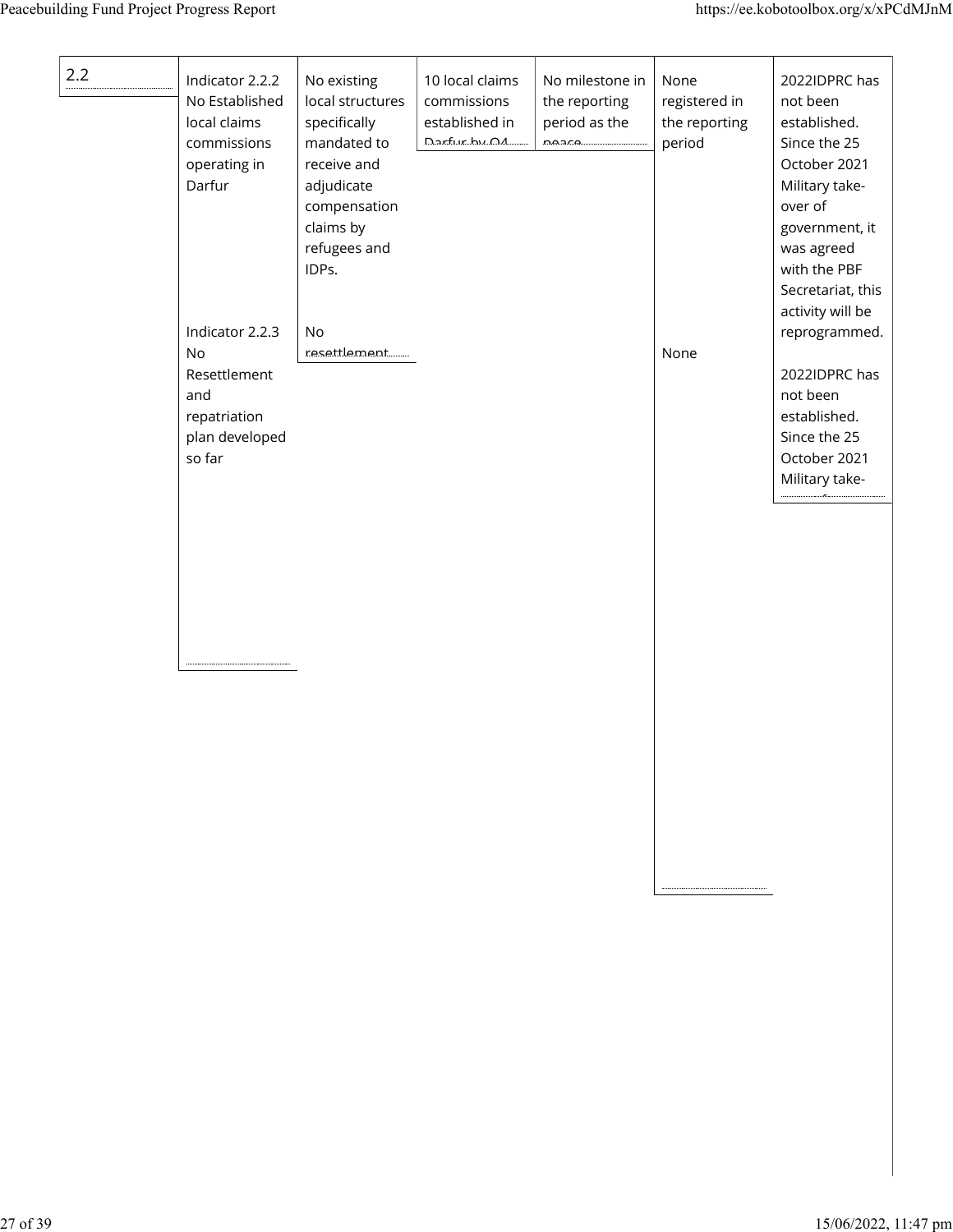| 2.2 | Indicator 2.2.2<br>No Established local claims commissions operating in Darfur | No existing local structures specifically mandated to receive and adjudicate compensation claims by refugees and IDPs. | 10 local claims commissions established in Darfur by Q4 | No milestone in the reporting period as the peace | None registered in the reporting period | 2022IDPRC has not been established. Since the 25 October 2021 Military take-over of government, it was agreed with the PBF Secretariat, this activity will be reprogrammed. |
|---|---|---|---|---|---|---|
| | Indicator 2.2.3<br>No Resettlement and repatriation plan developed so far | No resettlement | | | None | 2022IDPRC has not been established. Since the 25 October 2021 Military take- |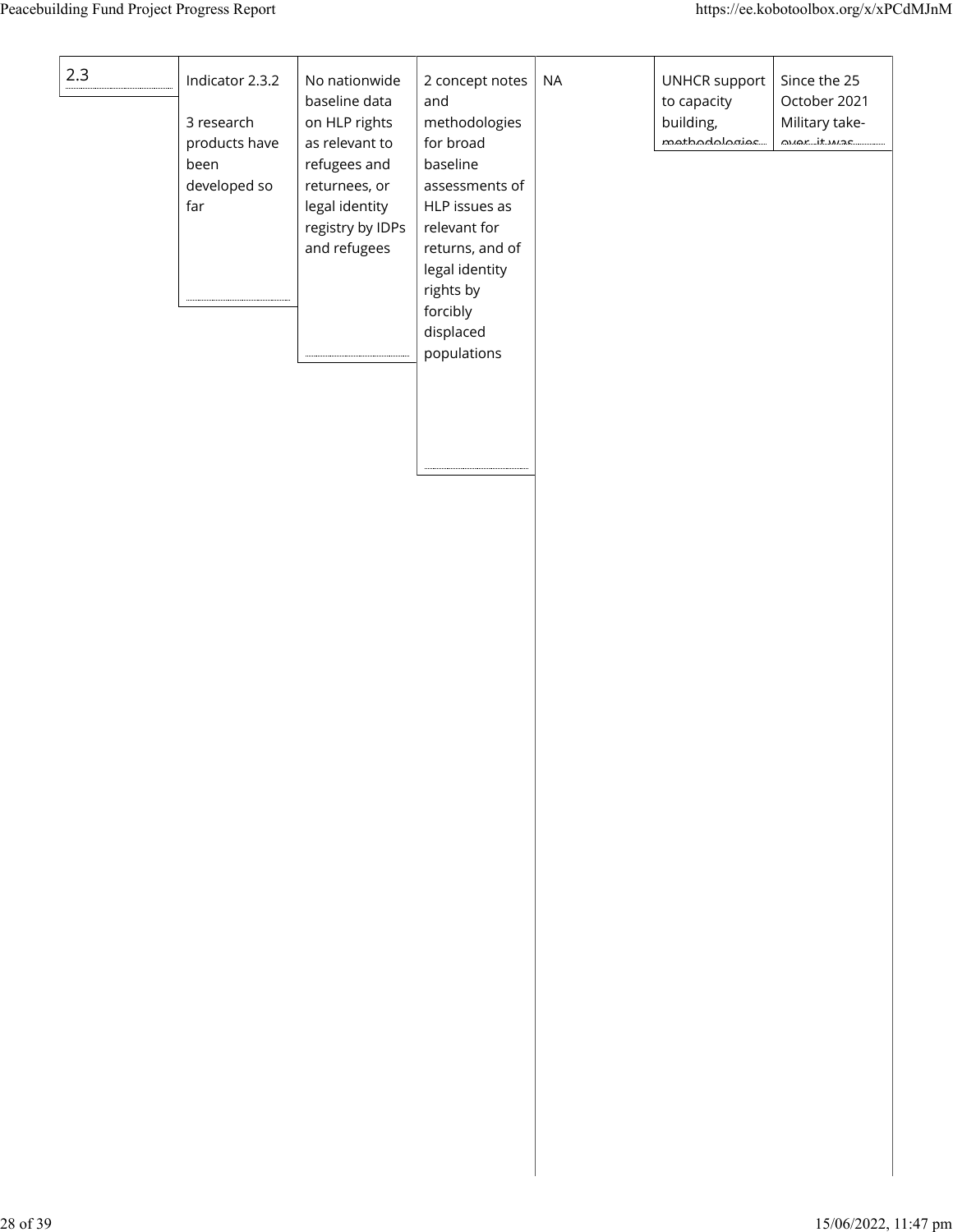| 2.3 | Indicator 2.3.2<br><br>3 research products have been developed so far | No nationwide baseline data on HLP rights as relevant to refugees and returnees, or legal identity registry by IDPs and refugees | 2 concept notes and methodologies for broad baseline assessments of HLP issues as relevant for returns, and of legal identity rights by forcibly displaced populations | NA | | UNHCR support to capacity building, methodologies | Since the 25 October 2021 Military take-over, it was |
|---|---|---|---|---|---|---|---|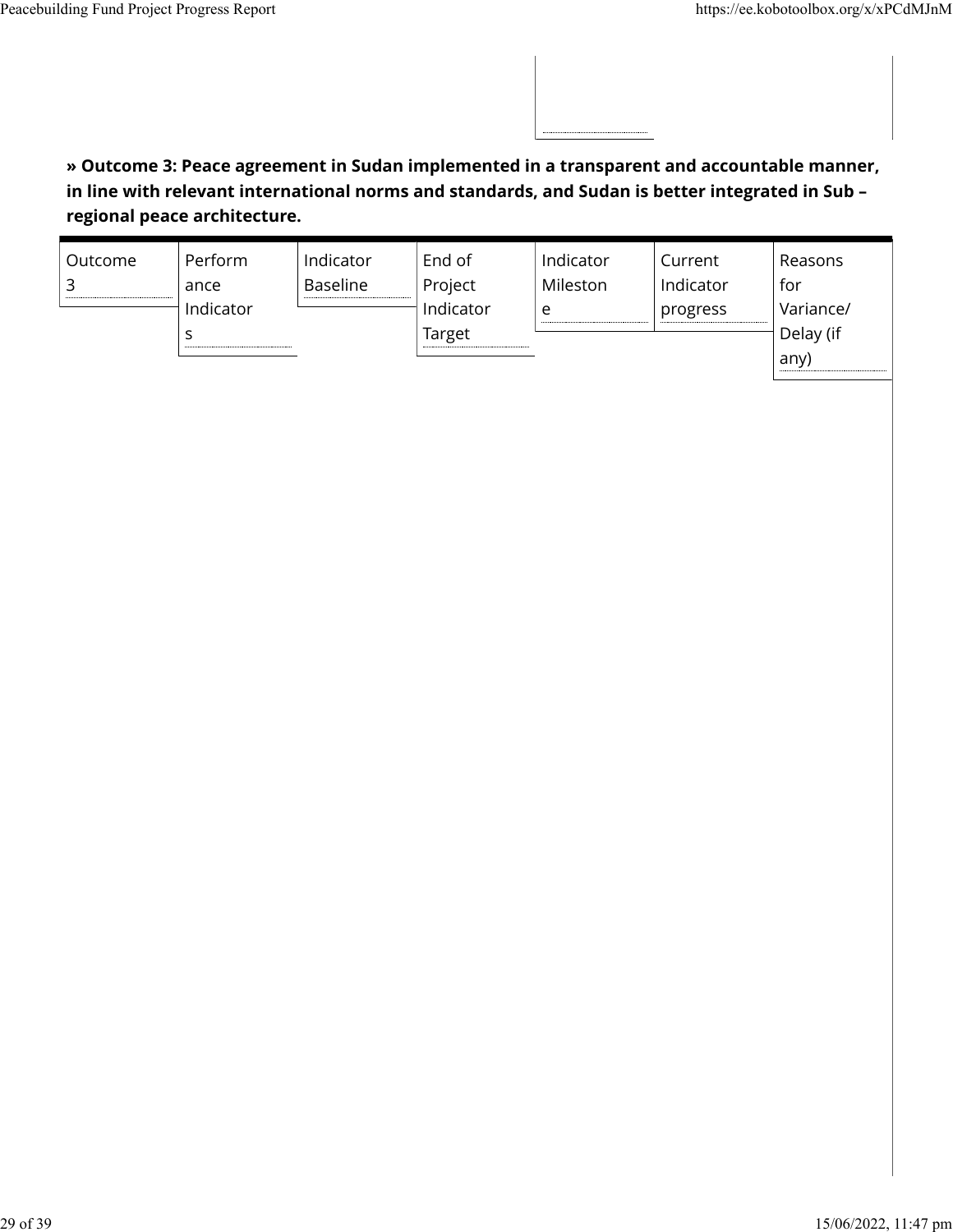**» Outcome 3: Peace agreement in Sudan implemented in a transparent and accountable manner, in line with relevant international norms and standards, and Sudan is better integrated in Sub – regional peace architecture.**

| Outcome 3 | Performance Indicators | Indicator Baseline | End of Project Indicator Target | Indicator Milestone | Current Indicator progress | Reasons for Variance/ Delay (if any) |
|---|---|---|---|---|---|---|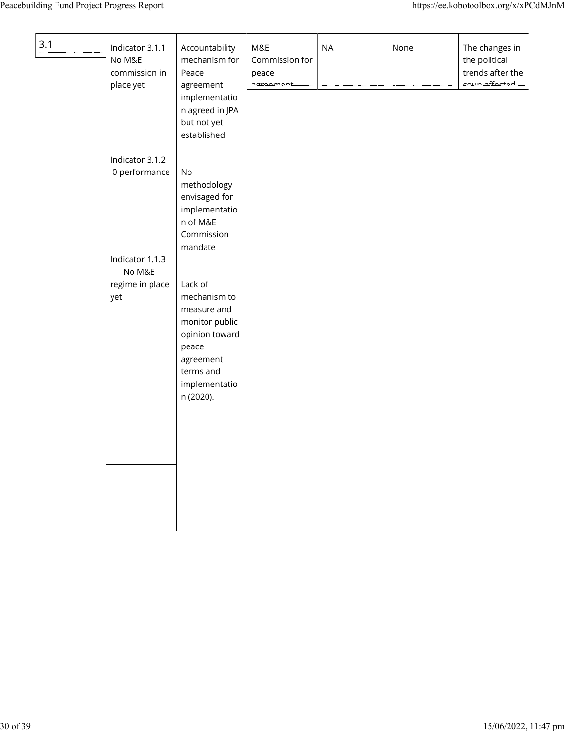| 3.1 | Indicator 3.1.1 No M&E commission in place yet<br><br>Indicator 3.1.2 0 performance<br><br>Indicator 1.1.3 No M&E regime in place yet | Accountability mechanism for Peace agreement implementation agreed in JPA but not yet established<br><br>No methodology envisaged for implementation of M&E Commission mandate<br><br>Lack of mechanism to measure and monitor public opinion toward peace agreement terms and implementation (2020). | M&E Commission for peace agreement | NA | None | The changes in the political trends after the coup affected |
|---|---|---|---|---|---|---|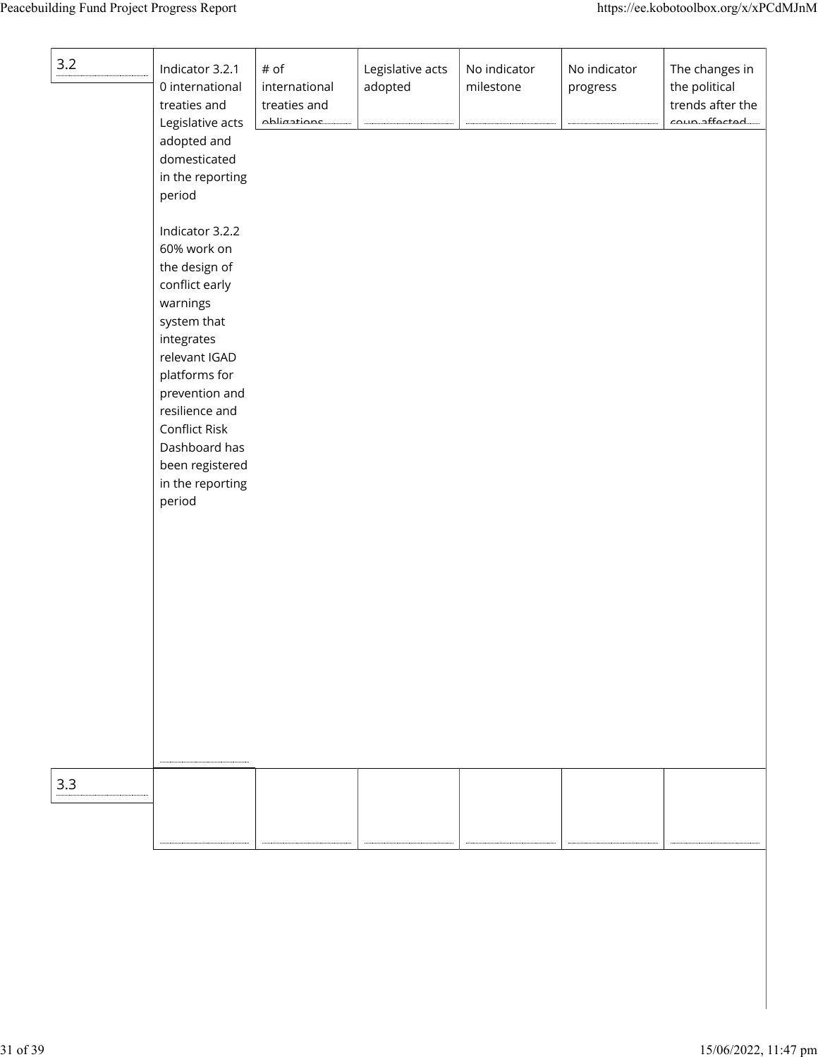| | | | | | | |
|---|---|---|---|---|---|---|
| 3.2 | Indicator 3.2.1 0 international treaties and Legislative acts adopted and domesticated in the reporting period<br><br>Indicator 3.2.2 60% work on the design of conflict early warnings system that integrates relevant IGAD platforms for prevention and resilience and Conflict Risk Dashboard has been registered in the reporting period | # of international treaties and obligations | Legislative acts adopted | No indicator milestone | No indicator progress | The changes in the political trends after the coup affected |
| 3.3 | | | | | | |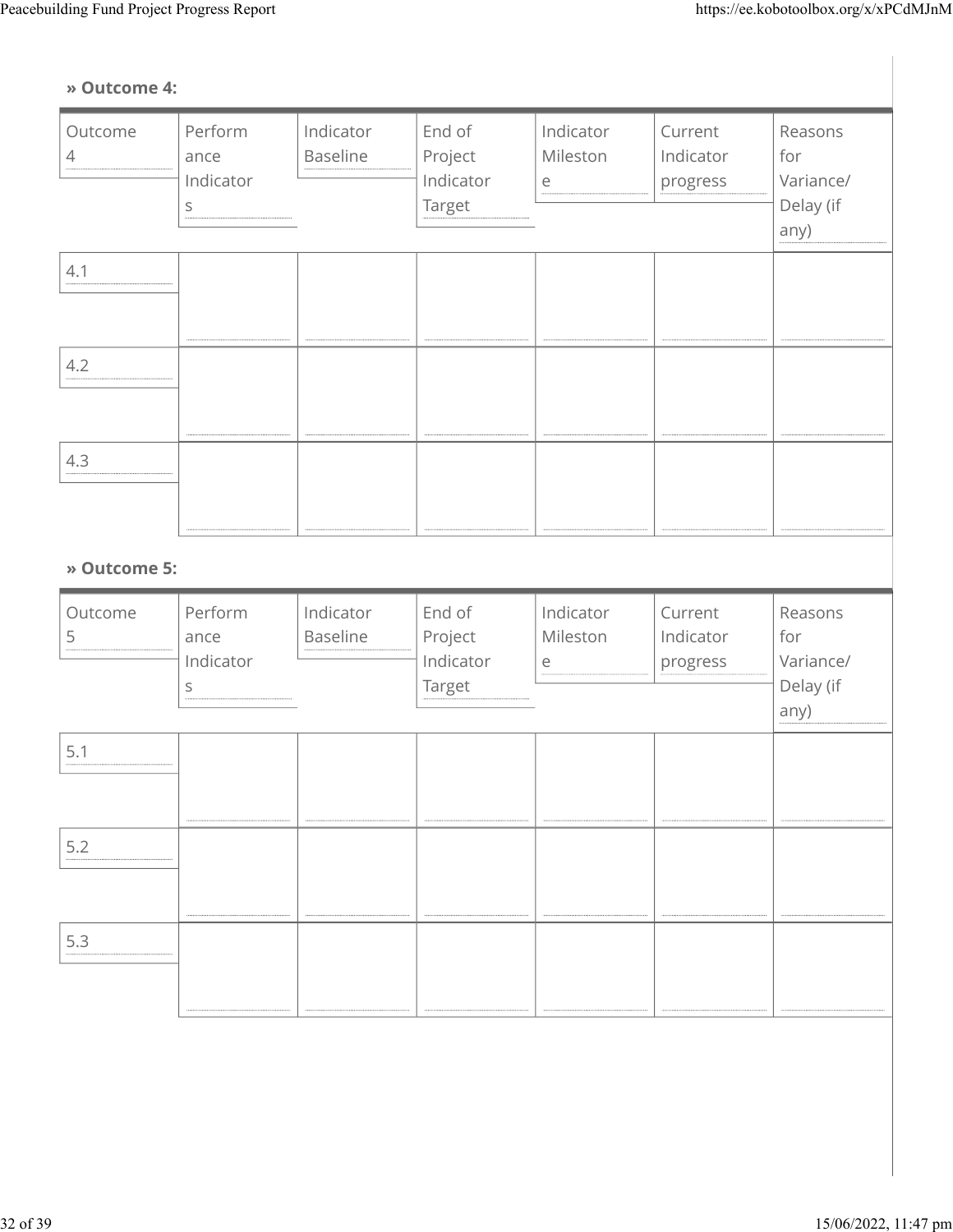**» Outcome 4:**

| Outcome 4 | Performance Indicators | Indicator Baseline | End of Project Indicator Target | Indicator Milestone | Current Indicator progress | Reasons for Variance/ Delay (if any) |
|---|---|---|---|---|---|---|
| 4.1 | | | | | | |
| 4.2 | | | | | | |
| 4.3 | | | | | | |

**» Outcome 5:**

| Outcome 5 | Performance Indicators | Indicator Baseline | End of Project Indicator Target | Indicator Milestone | Current Indicator progress | Reasons for Variance/ Delay (if any) |
|---|---|---|---|---|---|---|
| 5.1 | | | | | | |
| 5.2 | | | | | | |
| 5.3 | | | | | | |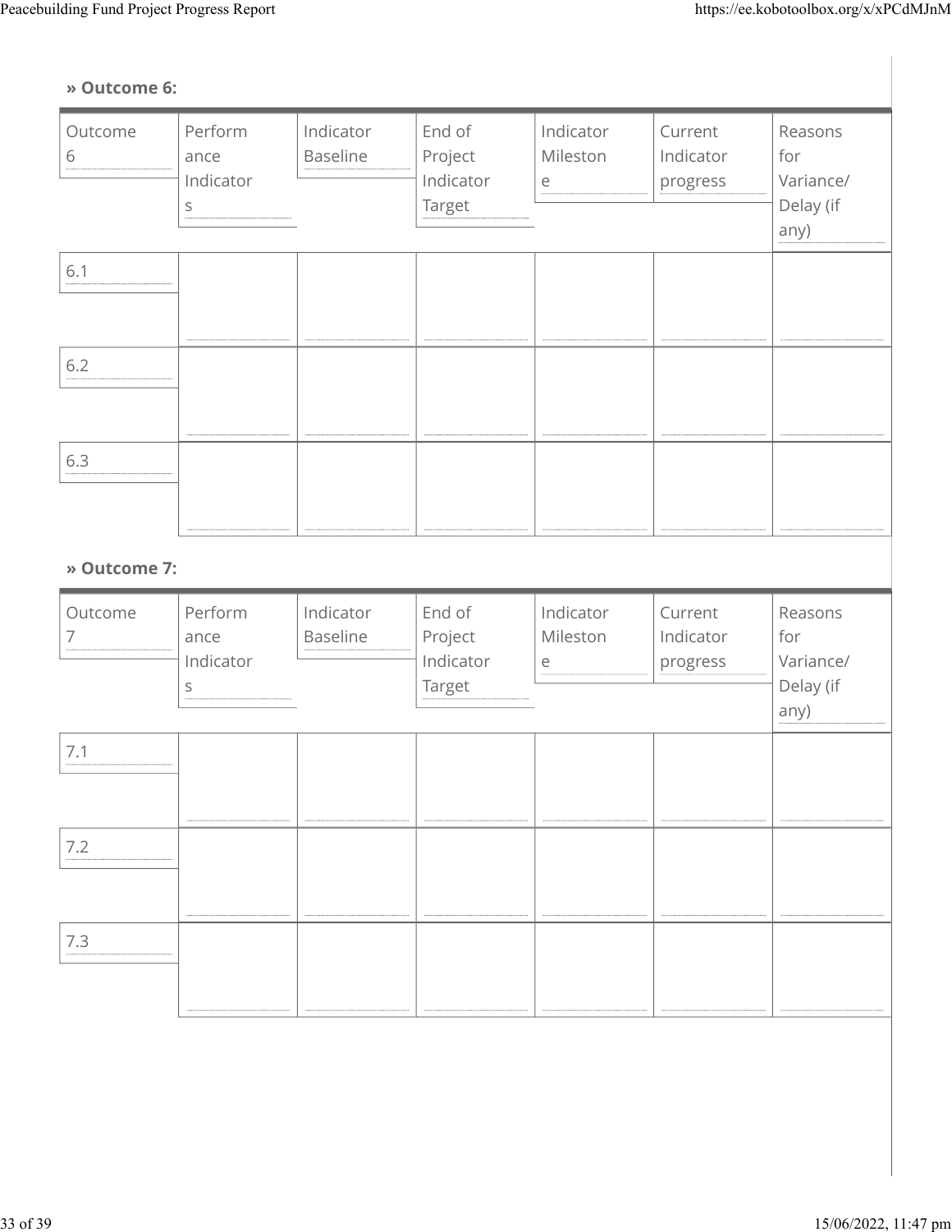**» Outcome 6:**

| Outcome 6 | Performance Indicators | Indicator Baseline | End of Project Indicator Target | Indicator Milestone | Current Indicator progress | Reasons for Variance/ Delay (if any) |
|---|---|---|---|---|---|---|
| 6.1 | | | | | | |
| 6.2 | | | | | | |
| 6.3 | | | | | | |

**» Outcome 7:**

| Outcome 7 | Performance Indicators | Indicator Baseline | End of Project Indicator Target | Indicator Milestone | Current Indicator progress | Reasons for Variance/ Delay (if any) |
|---|---|---|---|---|---|---|
| 7.1 | | | | | | |
| 7.2 | | | | | | |
| 7.3 | | | | | | |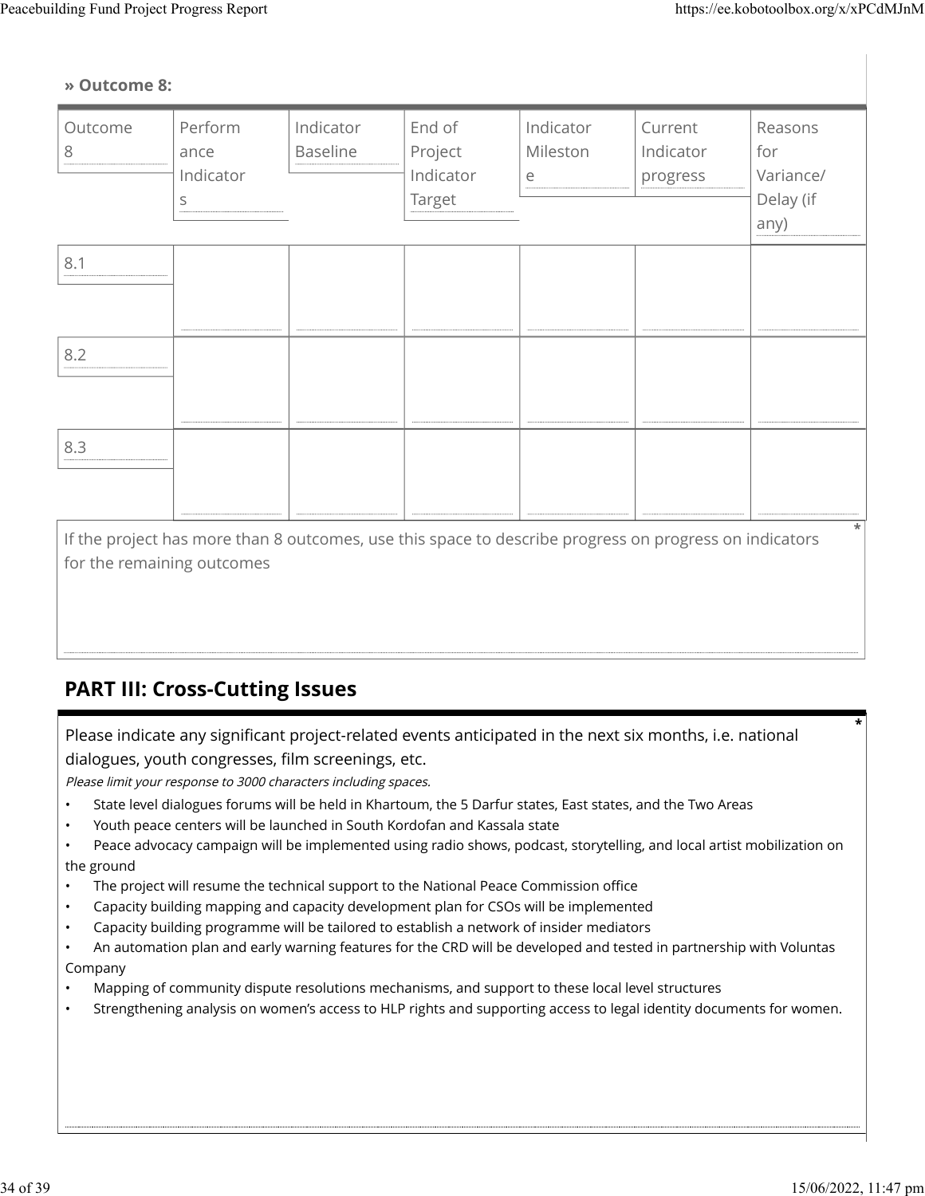**» Outcome 8:**

| Outcome 8 | Performance Indicators | Indicator Baseline | End of Project Indicator Target | Indicator Milestone | Current Indicator progress | Reasons for Variance/ Delay (if any) |
|---|---|---|---|---|---|---|
| 8.1 | | | | | | |
| 8.2 | | | | | | |
| 8.3 | | | | | | |

If the project has more than 8 outcomes, use this space to describe progress on progress on indicators for the remaining outcomes *

## PART III: Cross-Cutting Issues

Please indicate any significant project-related events anticipated in the next six months, i.e. national dialogues, youth congresses, film screenings, etc. *

*Please limit your response to 3000 characters including spaces.*

- State level dialogues forums will be held in Khartoum, the 5 Darfur states, East states, and the Two Areas
- Youth peace centers will be launched in South Kordofan and Kassala state
- Peace advocacy campaign will be implemented using radio shows, podcast, storytelling, and local artist mobilization on the ground
- The project will resume the technical support to the National Peace Commission office
- Capacity building mapping and capacity development plan for CSOs will be implemented
- Capacity building programme will be tailored to establish a network of insider mediators
- An automation plan and early warning features for the CRD will be developed and tested in partnership with Voluntas Company
- Mapping of community dispute resolutions mechanisms, and support to these local level structures
- Strengthening analysis on women's access to HLP rights and supporting access to legal identity documents for women.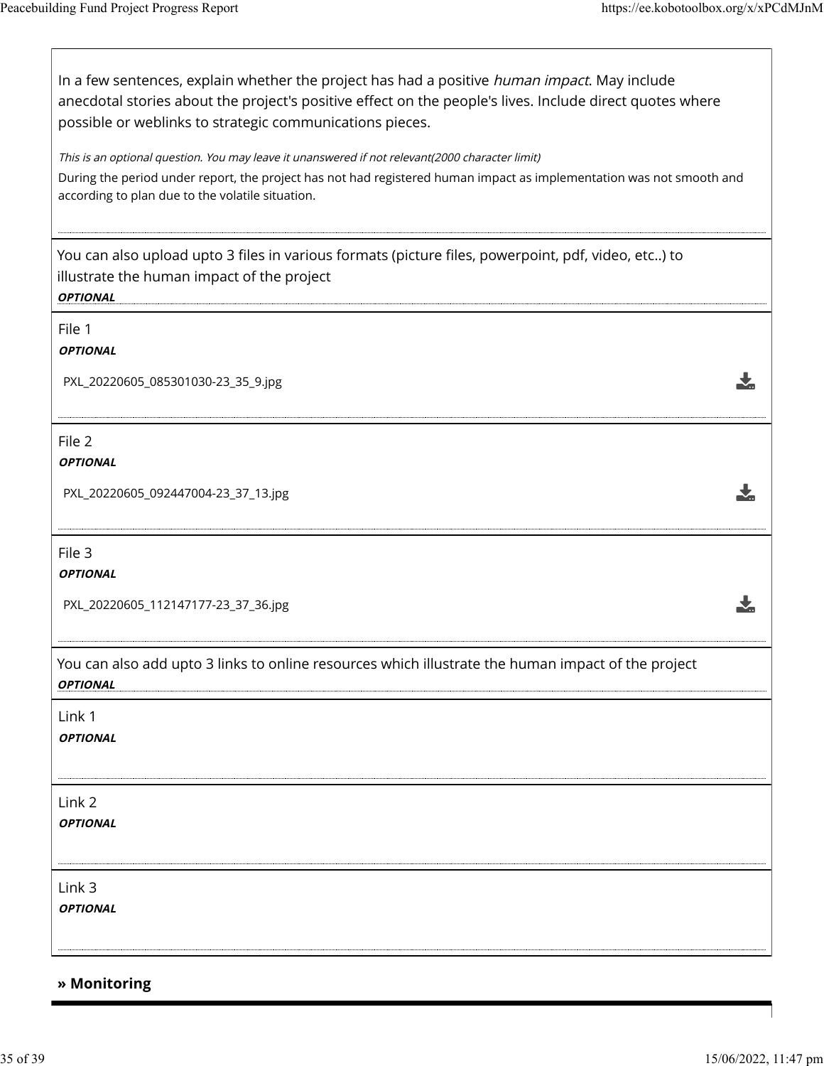In a few sentences, explain whether the project has had a positive *human impact*. May include anecdotal stories about the project's positive effect on the people's lives. Include direct quotes where possible or weblinks to strategic communications pieces.

*This is an optional question. You may leave it unanswered if not relevant(2000 character limit)*

During the period under report, the project has not had registered human impact as implementation was not smooth and according to plan due to the volatile situation.

You can also upload upto 3 files in various formats (picture files, powerpoint, pdf, video, etc..) to illustrate the human impact of the project

***OPTIONAL***

File 1

***OPTIONAL***

PXL_20220605_085301030-23_35_9.jpg

File 2

***OPTIONAL***

PXL_20220605_092447004-23_37_13.jpg

File 3

***OPTIONAL***

PXL_20220605_112147177-23_37_36.jpg

You can also add upto 3 links to online resources which illustrate the human impact of the project

***OPTIONAL***

Link 1

***OPTIONAL***

Link 2

***OPTIONAL***

Link 3

***OPTIONAL***

**» Monitoring**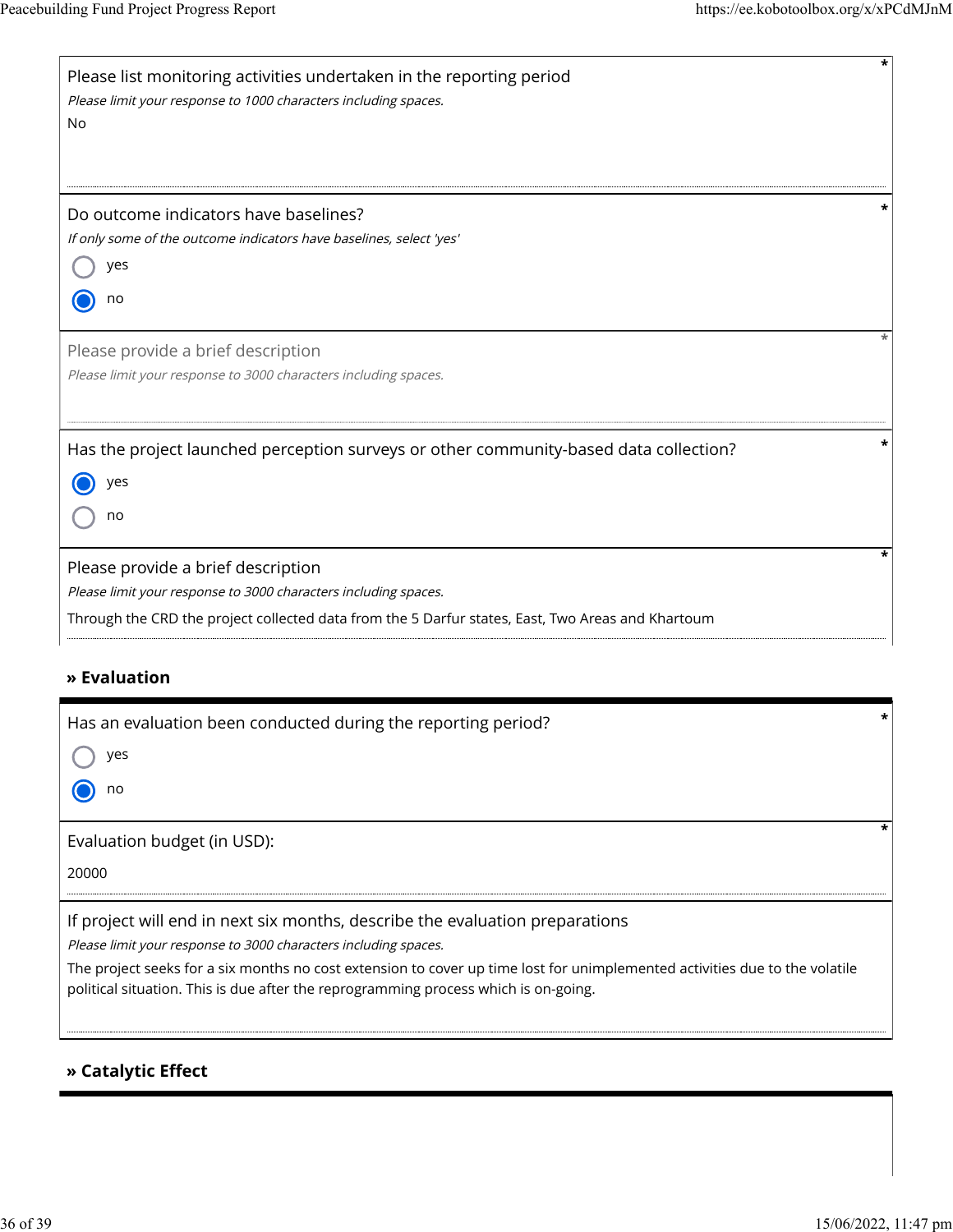Please list monitoring activities undertaken in the reporting period *

*Please limit your response to 1000 characters including spaces.*

No

Do outcome indicators have baselines? *

*If only some of the outcome indicators have baselines, select 'yes'*

- ( ) yes
- (x) no

Please provide a brief description *

*Please limit your response to 3000 characters including spaces.*

Has the project launched perception surveys or other community-based data collection? *

- (x) yes
- ( ) no

Please provide a brief description *

*Please limit your response to 3000 characters including spaces.*

Through the CRD the project collected data from the 5 Darfur states, East, Two Areas and Khartoum

## » Evaluation

Has an evaluation been conducted during the reporting period? *

- ( ) yes
- (x) no

Evaluation budget (in USD): *

20000

If project will end in next six months, describe the evaluation preparations

*Please limit your response to 3000 characters including spaces.*

The project seeks for a six months no cost extension to cover up time lost for unimplemented activities due to the volatile political situation. This is due after the reprogramming process which is on-going.

## » Catalytic Effect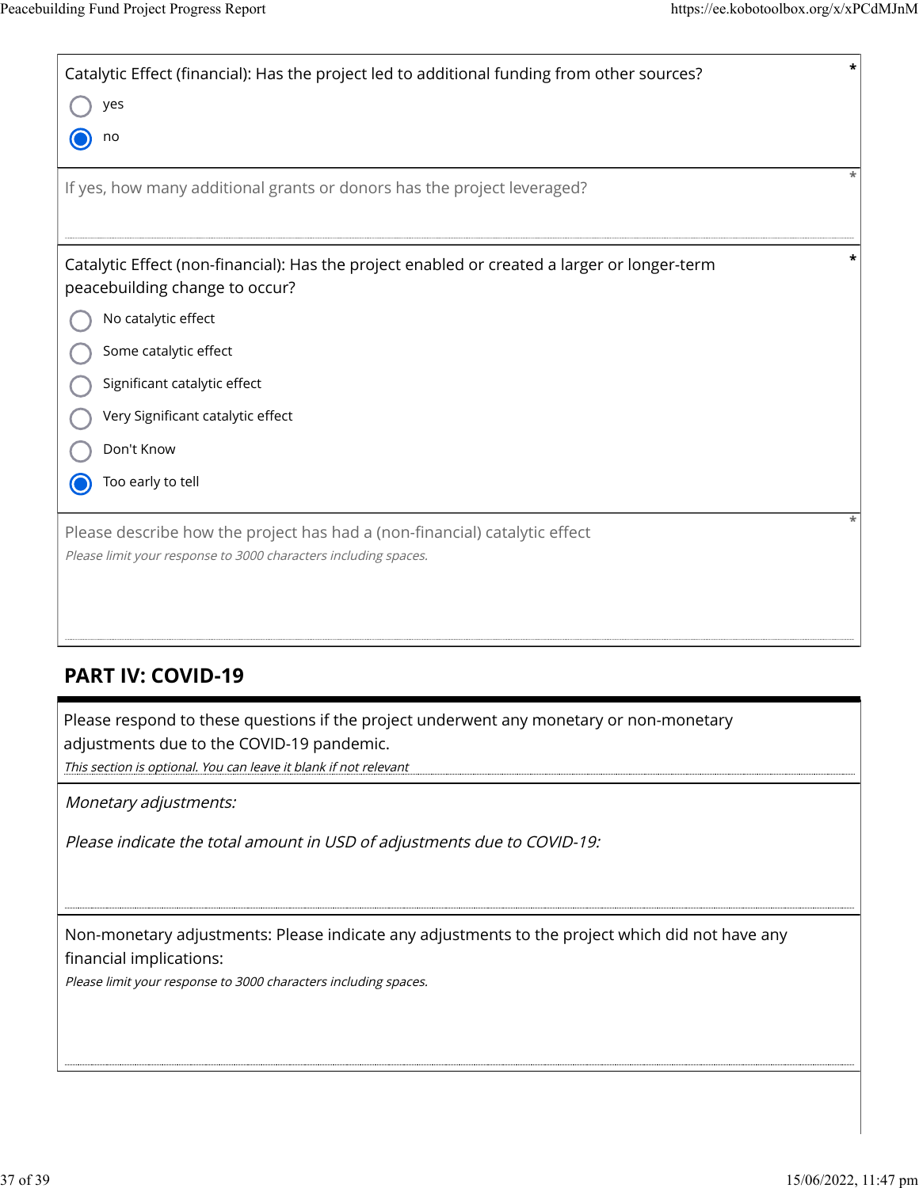Catalytic Effect (financial): Has the project led to additional funding from other sources? *

- ◯ yes
- ◉ no

If yes, how many additional grants or donors has the project leveraged? *

Catalytic Effect (non-financial): Has the project enabled or created a larger or longer-term peacebuilding change to occur? *

- ◯ No catalytic effect
- ◯ Some catalytic effect
- ◯ Significant catalytic effect
- ◯ Very Significant catalytic effect
- ◯ Don't Know
- ◉ Too early to tell

Please describe how the project has had a (non-financial) catalytic effect *

*Please limit your response to 3000 characters including spaces.*

## PART IV: COVID-19

Please respond to these questions if the project underwent any monetary or non-monetary adjustments due to the COVID-19 pandemic.

*This section is optional. You can leave it blank if not relevant*

*Monetary adjustments:*

*Please indicate the total amount in USD of adjustments due to COVID-19:*

Non-monetary adjustments: Please indicate any adjustments to the project which did not have any financial implications:

*Please limit your response to 3000 characters including spaces.*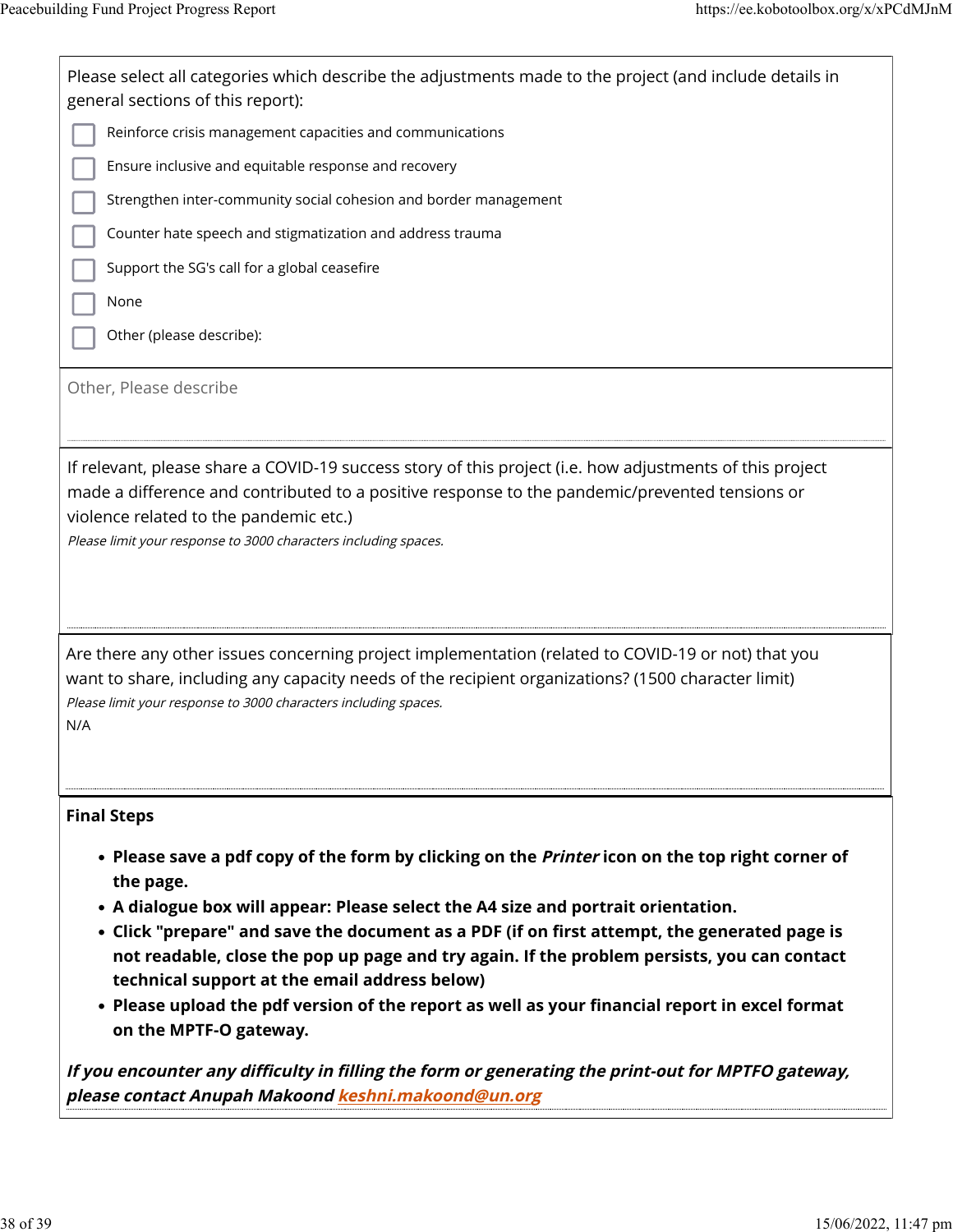Please select all categories which describe the adjustments made to the project (and include details in general sections of this report):

- [ ] Reinforce crisis management capacities and communications
- [ ] Ensure inclusive and equitable response and recovery
- [ ] Strengthen inter-community social cohesion and border management
- [ ] Counter hate speech and stigmatization and address trauma
- [ ] Support the SG's call for a global ceasefire
- [ ] None
- [ ] Other (please describe):

Other, Please describe

If relevant, please share a COVID-19 success story of this project (i.e. how adjustments of this project made a difference and contributed to a positive response to the pandemic/prevented tensions or violence related to the pandemic etc.)

*Please limit your response to 3000 characters including spaces.*

Are there any other issues concerning project implementation (related to COVID-19 or not) that you want to share, including any capacity needs of the recipient organizations? (1500 character limit)

*Please limit your response to 3000 characters including spaces.*

N/A

**Final Steps**

- **Please save a pdf copy of the form by clicking on the *Printer* icon on the top right corner of the page.**
- **A dialogue box will appear: Please select the A4 size and portrait orientation.**
- **Click "prepare" and save the document as a PDF (if on first attempt, the generated page is not readable, close the pop up page and try again. If the problem persists, you can contact technical support at the email address below)**
- **Please upload the pdf version of the report as well as your financial report in excel format on the MPTF-O gateway.**

***If you encounter any difficulty in filling the form or generating the print-out for MPTFO gateway, please contact Anupah Makoond [keshni.makoond@un.org](mailto:keshni.makoond@un.org)***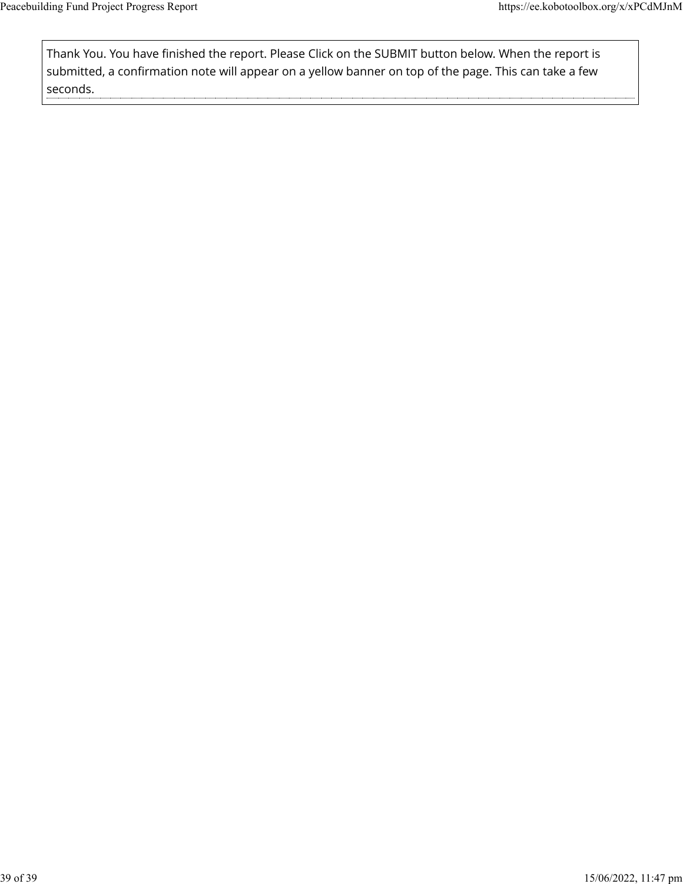Thank You. You have finished the report. Please Click on the SUBMIT button below. When the report is submitted, a confirmation note will appear on a yellow banner on top of the page. This can take a few seconds.